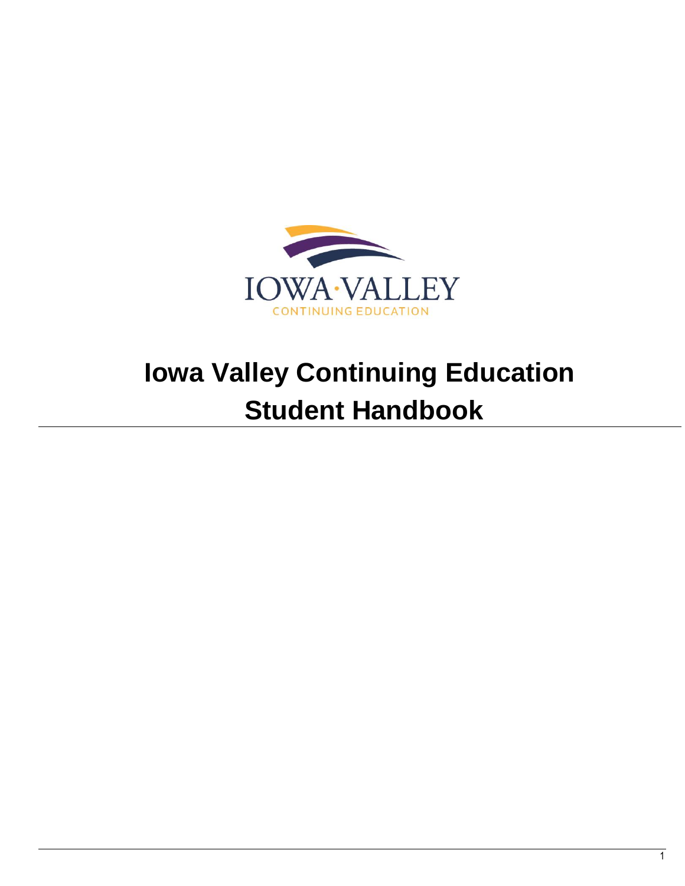# Iowa Valley Continuing Education Student Handbook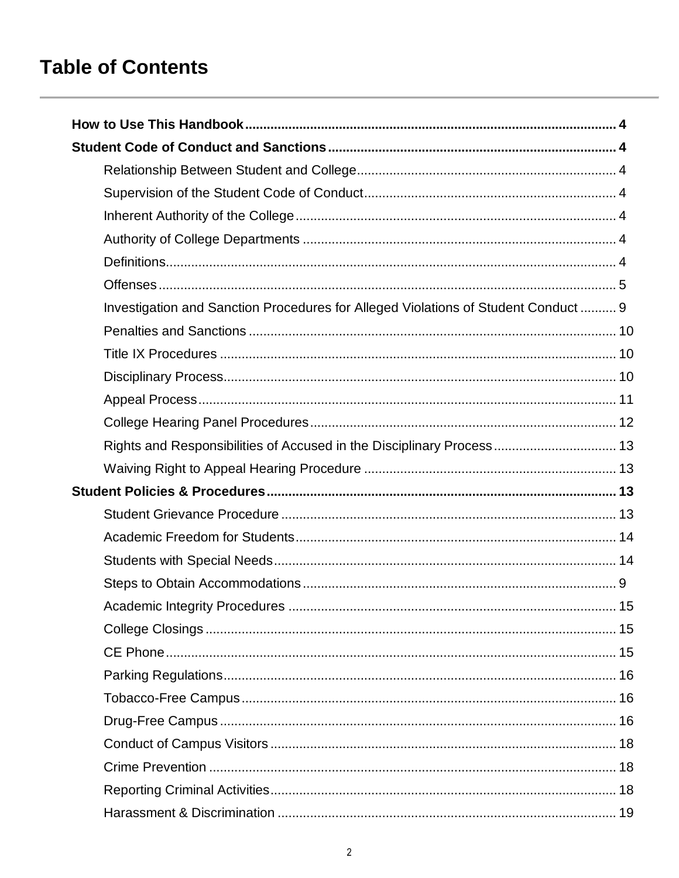# Table of Contents

**How to Use This Handbook** ........ 4

**Student Code of Conduct and Sanctions** ........ 4

- Relationship Between Student and College ........ 4
- Supervision of the Student Code of Conduct ........ 4
- Inherent Authority of the College ........ 4
- Authority of College Departments ........ 4
- Definitions ........ 4
- Offenses ........ 5
- Investigation and Sanction Procedures for Alleged Violations of Student Conduct ........ 9
- Penalties and Sanctions ........ 10
- Title IX Procedures ........ 10
- Disciplinary Process ........ 10
- Appeal Process ........ 11
- College Hearing Panel Procedures ........ 12
- Rights and Responsibilities of Accused in the Disciplinary Process ........ 13
- Waiving Right to Appeal Hearing Procedure ........ 13

**Student Policies & Procedures** ........ 13

- Student Grievance Procedure ........ 13
- Academic Freedom for Students ........ 14
- Students with Special Needs ........ 14
- Steps to Obtain Accommodations ........ 9
- Academic Integrity Procedures ........ 15
- College Closings ........ 15
- CE Phone ........ 15
- Parking Regulations ........ 16
- Tobacco-Free Campus ........ 16
- Drug-Free Campus ........ 16
- Conduct of Campus Visitors ........ 18
- Crime Prevention ........ 18
- Reporting Criminal Activities ........ 18
- Harassment & Discrimination ........ 19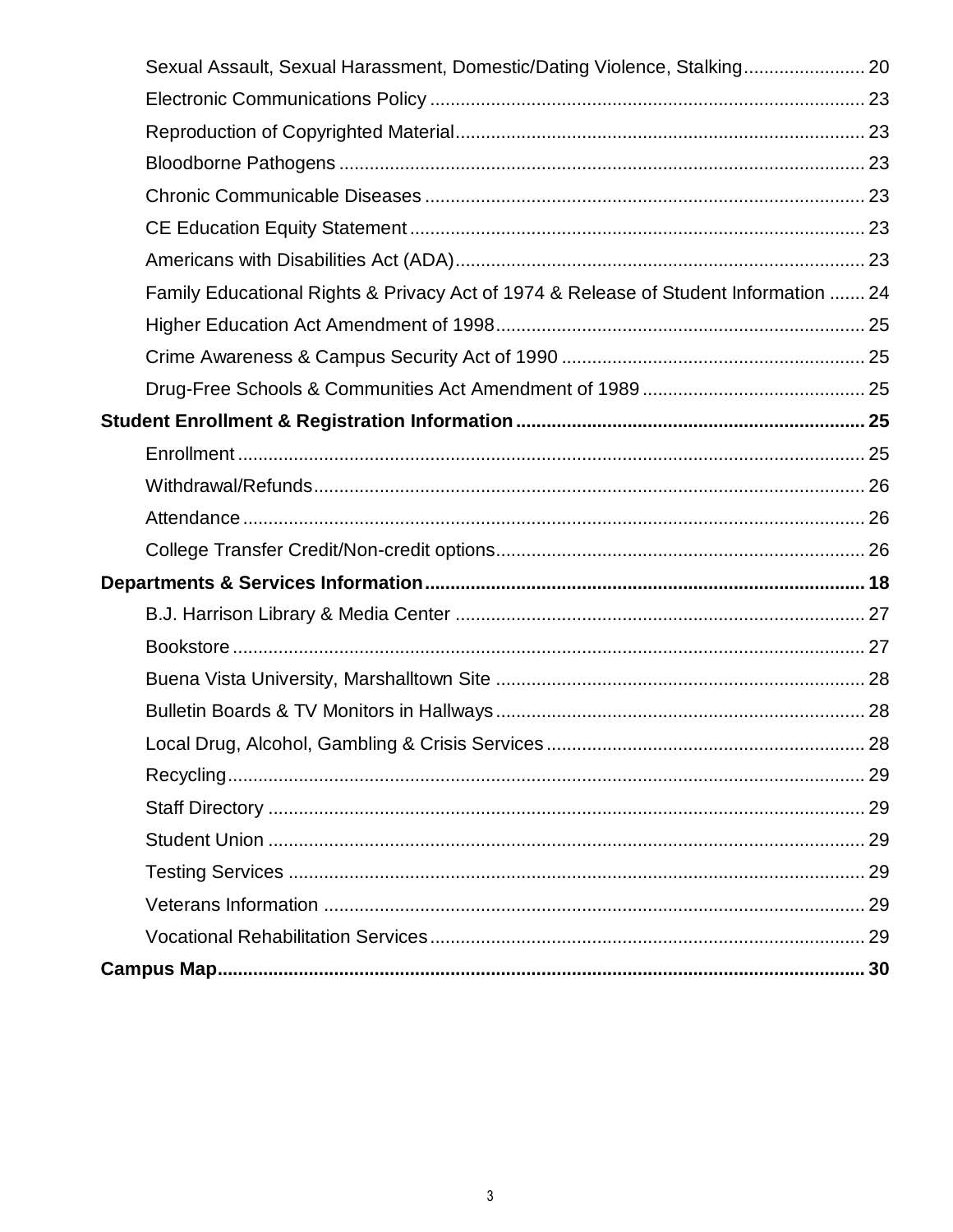- Sexual Assault, Sexual Harassment, Domestic/Dating Violence, Stalking ........................ 20
- Electronic Communications Policy ........................ 23
- Reproduction of Copyrighted Material ........................ 23
- Bloodborne Pathogens ........................ 23
- Chronic Communicable Diseases ........................ 23
- CE Education Equity Statement ........................ 23
- Americans with Disabilities Act (ADA) ........................ 23
- Family Educational Rights & Privacy Act of 1974 & Release of Student Information ........ 24
- Higher Education Act Amendment of 1998 ........................ 25
- Crime Awareness & Campus Security Act of 1990 ........................ 25
- Drug-Free Schools & Communities Act Amendment of 1989 ........................ 25

**Student Enrollment & Registration Information ........................ 25**

- Enrollment ........................ 25
- Withdrawal/Refunds ........................ 26
- Attendance ........................ 26
- College Transfer Credit/Non-credit options ........................ 26

**Departments & Services Information ........................ 18**

- B.J. Harrison Library & Media Center ........................ 27
- Bookstore ........................ 27
- Buena Vista University, Marshalltown Site ........................ 28
- Bulletin Boards & TV Monitors in Hallways ........................ 28
- Local Drug, Alcohol, Gambling & Crisis Services ........................ 28
- Recycling ........................ 29
- Staff Directory ........................ 29
- Student Union ........................ 29
- Testing Services ........................ 29
- Veterans Information ........................ 29
- Vocational Rehabilitation Services ........................ 29

**Campus Map ........................ 30**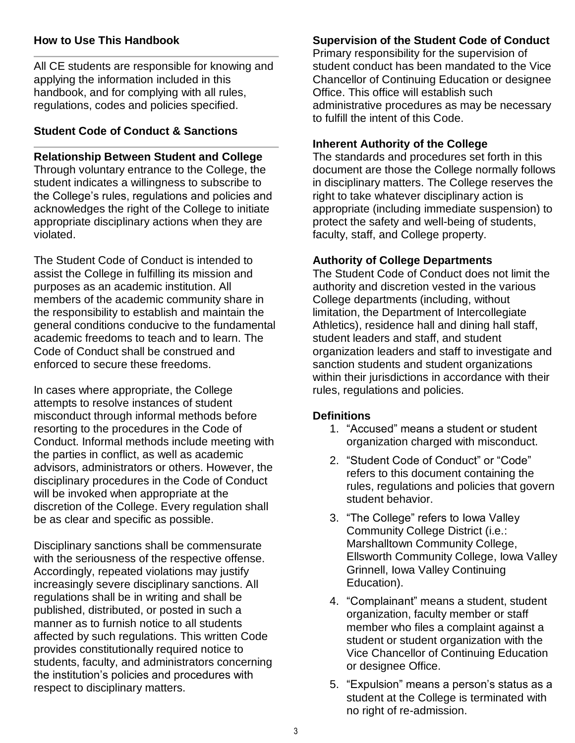## How to Use This Handbook

All CE students are responsible for knowing and applying the information included in this handbook, and for complying with all rules, regulations, codes and policies specified.

## Student Code of Conduct & Sanctions

### Relationship Between Student and College

Through voluntary entrance to the College, the student indicates a willingness to subscribe to the College's rules, regulations and policies and acknowledges the right of the College to initiate appropriate disciplinary actions when they are violated.

The Student Code of Conduct is intended to assist the College in fulfilling its mission and purposes as an academic institution. All members of the academic community share in the responsibility to establish and maintain the general conditions conducive to the fundamental academic freedoms to teach and to learn. The Code of Conduct shall be construed and enforced to secure these freedoms.

In cases where appropriate, the College attempts to resolve instances of student misconduct through informal methods before resorting to the procedures in the Code of Conduct. Informal methods include meeting with the parties in conflict, as well as academic advisors, administrators or others. However, the disciplinary procedures in the Code of Conduct will be invoked when appropriate at the discretion of the College. Every regulation shall be as clear and specific as possible.

Disciplinary sanctions shall be commensurate with the seriousness of the respective offense. Accordingly, repeated violations may justify increasingly severe disciplinary sanctions. All regulations shall be in writing and shall be published, distributed, or posted in such a manner as to furnish notice to all students affected by such regulations. This written Code provides constitutionally required notice to students, faculty, and administrators concerning the institution's policies and procedures with respect to disciplinary matters.

### Supervision of the Student Code of Conduct

Primary responsibility for the supervision of student conduct has been mandated to the Vice Chancellor of Continuing Education or designee Office. This office will establish such administrative procedures as may be necessary to fulfill the intent of this Code.

### Inherent Authority of the College

The standards and procedures set forth in this document are those the College normally follows in disciplinary matters. The College reserves the right to take whatever disciplinary action is appropriate (including immediate suspension) to protect the safety and well-being of students, faculty, staff, and College property.

### Authority of College Departments

The Student Code of Conduct does not limit the authority and discretion vested in the various College departments (including, without limitation, the Department of Intercollegiate Athletics), residence hall and dining hall staff, student leaders and staff, and student organization leaders and staff to investigate and sanction students and student organizations within their jurisdictions in accordance with their rules, regulations and policies.

### Definitions

1. "Accused" means a student or student organization charged with misconduct.
2. "Student Code of Conduct" or "Code" refers to this document containing the rules, regulations and policies that govern student behavior.
3. "The College" refers to Iowa Valley Community College District (i.e.: Marshalltown Community College, Ellsworth Community College, Iowa Valley Grinnell, Iowa Valley Continuing Education).
4. "Complainant" means a student, student organization, faculty member or staff member who files a complaint against a student or student organization with the Vice Chancellor of Continuing Education or designee Office.
5. "Expulsion" means a person's status as a student at the College is terminated with no right of re-admission.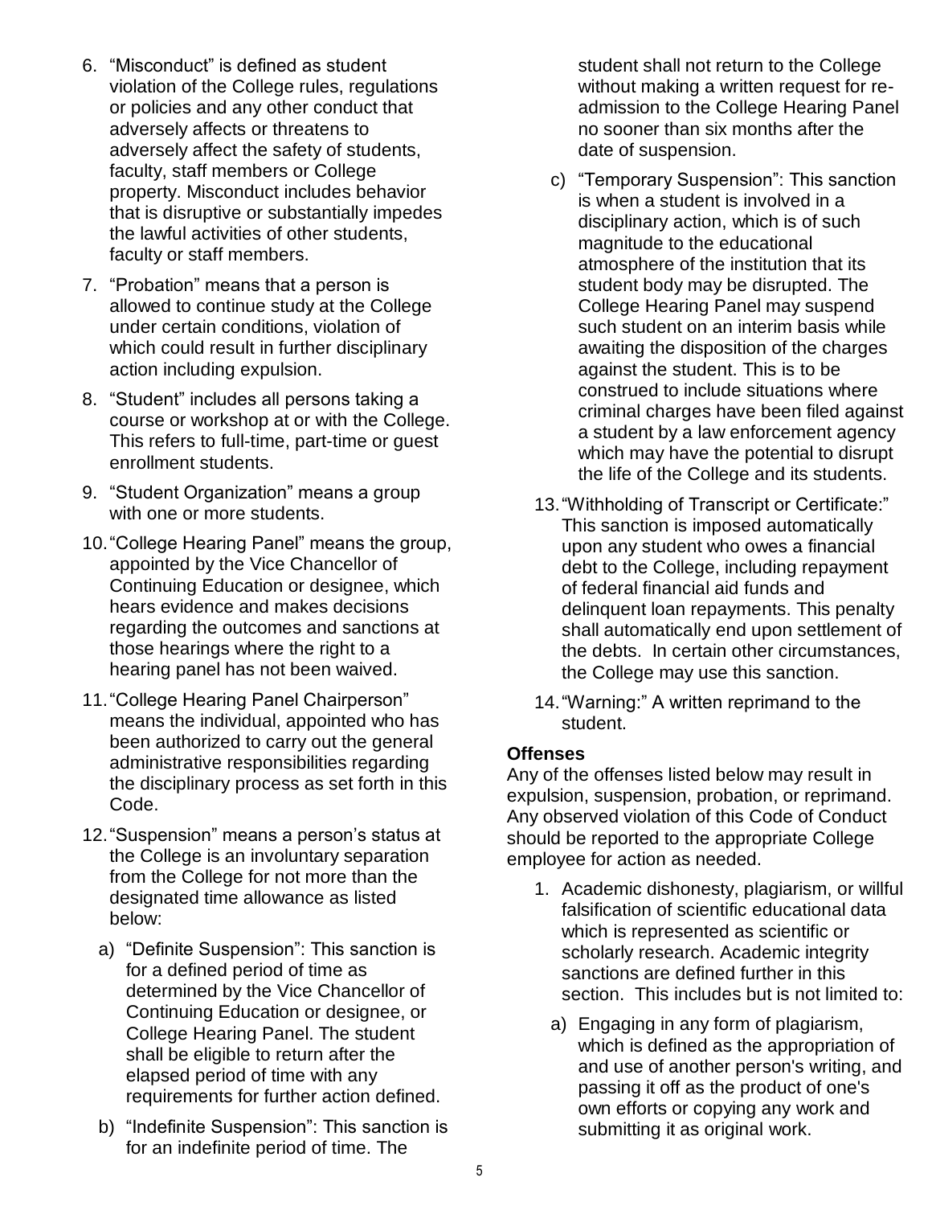6. "Misconduct" is defined as student violation of the College rules, regulations or policies and any other conduct that adversely affects or threatens to adversely affect the safety of students, faculty, staff members or College property. Misconduct includes behavior that is disruptive or substantially impedes the lawful activities of other students, faculty or staff members.

7. "Probation" means that a person is allowed to continue study at the College under certain conditions, violation of which could result in further disciplinary action including expulsion.

8. "Student" includes all persons taking a course or workshop at or with the College. This refers to full-time, part-time or guest enrollment students.

9. "Student Organization" means a group with one or more students.

10. "College Hearing Panel" means the group, appointed by the Vice Chancellor of Continuing Education or designee, which hears evidence and makes decisions regarding the outcomes and sanctions at those hearings where the right to a hearing panel has not been waived.

11. "College Hearing Panel Chairperson" means the individual, appointed who has been authorized to carry out the general administrative responsibilities regarding the disciplinary process as set forth in this Code.

12. "Suspension" means a person's status at the College is an involuntary separation from the College for not more than the designated time allowance as listed below:

    a) "Definite Suspension": This sanction is for a defined period of time as determined by the Vice Chancellor of Continuing Education or designee, or College Hearing Panel. The student shall be eligible to return after the elapsed period of time with any requirements for further action defined.

    b) "Indefinite Suspension": This sanction is for an indefinite period of time. The student shall not return to the College without making a written request for re-admission to the College Hearing Panel no sooner than six months after the date of suspension.

    c) "Temporary Suspension": This sanction is when a student is involved in a disciplinary action, which is of such magnitude to the educational atmosphere of the institution that its student body may be disrupted. The College Hearing Panel may suspend such student on an interim basis while awaiting the disposition of the charges against the student. This is to be construed to include situations where criminal charges have been filed against a student by a law enforcement agency which may have the potential to disrupt the life of the College and its students.

13. "Withholding of Transcript or Certificate:" This sanction is imposed automatically upon any student who owes a financial debt to the College, including repayment of federal financial aid funds and delinquent loan repayments. This penalty shall automatically end upon settlement of the debts. In certain other circumstances, the College may use this sanction.

14. "Warning:" A written reprimand to the student.

**Offenses**

Any of the offenses listed below may result in expulsion, suspension, probation, or reprimand. Any observed violation of this Code of Conduct should be reported to the appropriate College employee for action as needed.

1. Academic dishonesty, plagiarism, or willful falsification of scientific educational data which is represented as scientific or scholarly research. Academic integrity sanctions are defined further in this section. This includes but is not limited to:

    a) Engaging in any form of plagiarism, which is defined as the appropriation of and use of another person's writing, and passing it off as the product of one's own efforts or copying any work and submitting it as original work.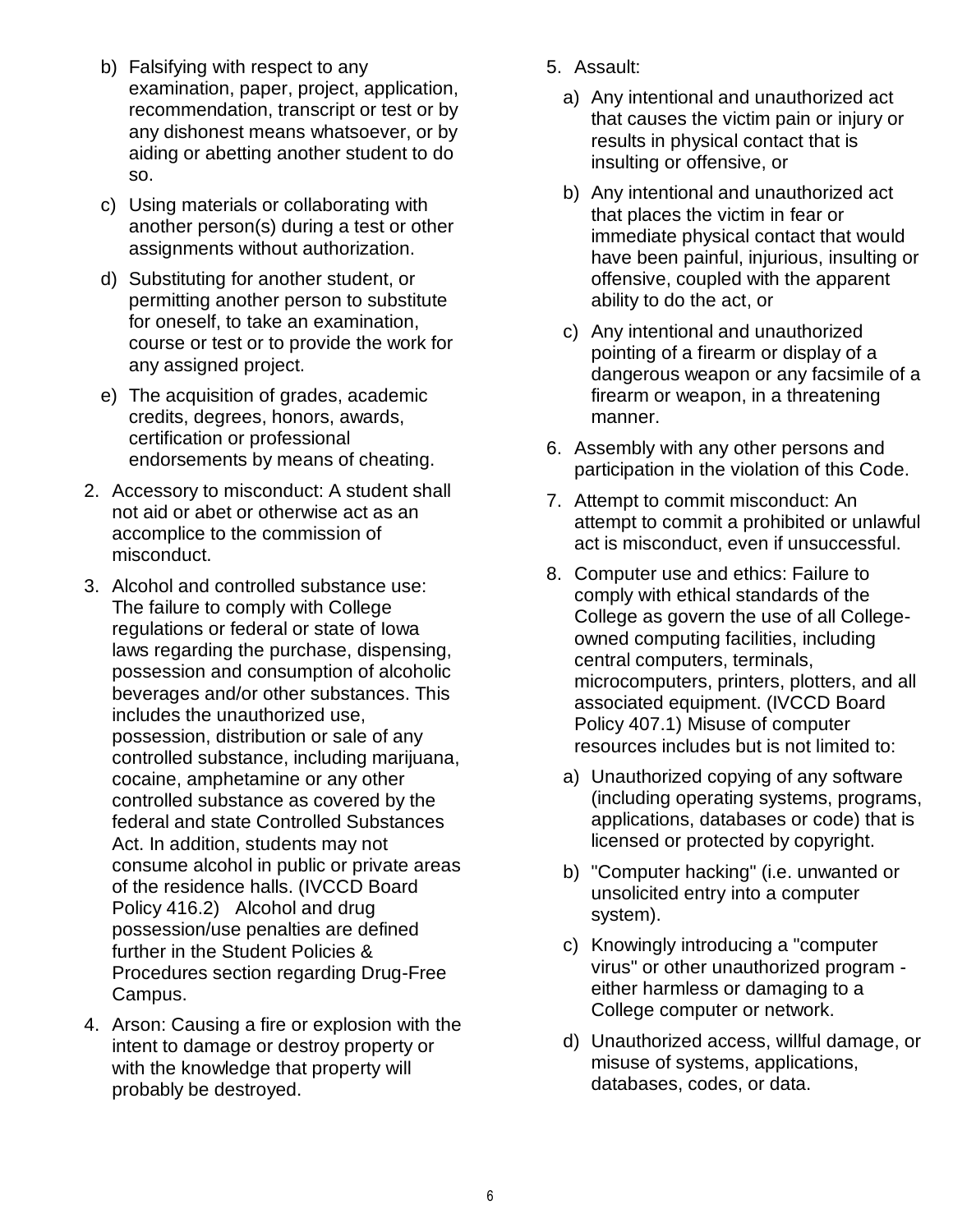b) Falsifying with respect to any examination, paper, project, application, recommendation, transcript or test or by any dishonest means whatsoever, or by aiding or abetting another student to do so.

   c) Using materials or collaborating with another person(s) during a test or other assignments without authorization.

   d) Substituting for another student, or permitting another person to substitute for oneself, to take an examination, course or test or to provide the work for any assigned project.

   e) The acquisition of grades, academic credits, degrees, honors, awards, certification or professional endorsements by means of cheating.

2. Accessory to misconduct: A student shall not aid or abet or otherwise act as an accomplice to the commission of misconduct.

3. Alcohol and controlled substance use: The failure to comply with College regulations or federal or state of Iowa laws regarding the purchase, dispensing, possession and consumption of alcoholic beverages and/or other substances. This includes the unauthorized use, possession, distribution or sale of any controlled substance, including marijuana, cocaine, amphetamine or any other controlled substance as covered by the federal and state Controlled Substances Act. In addition, students may not consume alcohol in public or private areas of the residence halls. (IVCCD Board Policy 416.2) Alcohol and drug possession/use penalties are defined further in the Student Policies & Procedures section regarding Drug-Free Campus.

4. Arson: Causing a fire or explosion with the intent to damage or destroy property or with the knowledge that property will probably be destroyed.

5. Assault:

   a) Any intentional and unauthorized act that causes the victim pain or injury or results in physical contact that is insulting or offensive, or

   b) Any intentional and unauthorized act that places the victim in fear or immediate physical contact that would have been painful, injurious, insulting or offensive, coupled with the apparent ability to do the act, or

   c) Any intentional and unauthorized pointing of a firearm or display of a dangerous weapon or any facsimile of a firearm or weapon, in a threatening manner.

6. Assembly with any other persons and participation in the violation of this Code.

7. Attempt to commit misconduct: An attempt to commit a prohibited or unlawful act is misconduct, even if unsuccessful.

8. Computer use and ethics: Failure to comply with ethical standards of the College as govern the use of all College-owned computing facilities, including central computers, terminals, microcomputers, printers, plotters, and all associated equipment. (IVCCD Board Policy 407.1) Misuse of computer resources includes but is not limited to:

   a) Unauthorized copying of any software (including operating systems, programs, applications, databases or code) that is licensed or protected by copyright.

   b) "Computer hacking" (i.e. unwanted or unsolicited entry into a computer system).

   c) Knowingly introducing a "computer virus" or other unauthorized program - either harmless or damaging to a College computer or network.

   d) Unauthorized access, willful damage, or misuse of systems, applications, databases, codes, or data.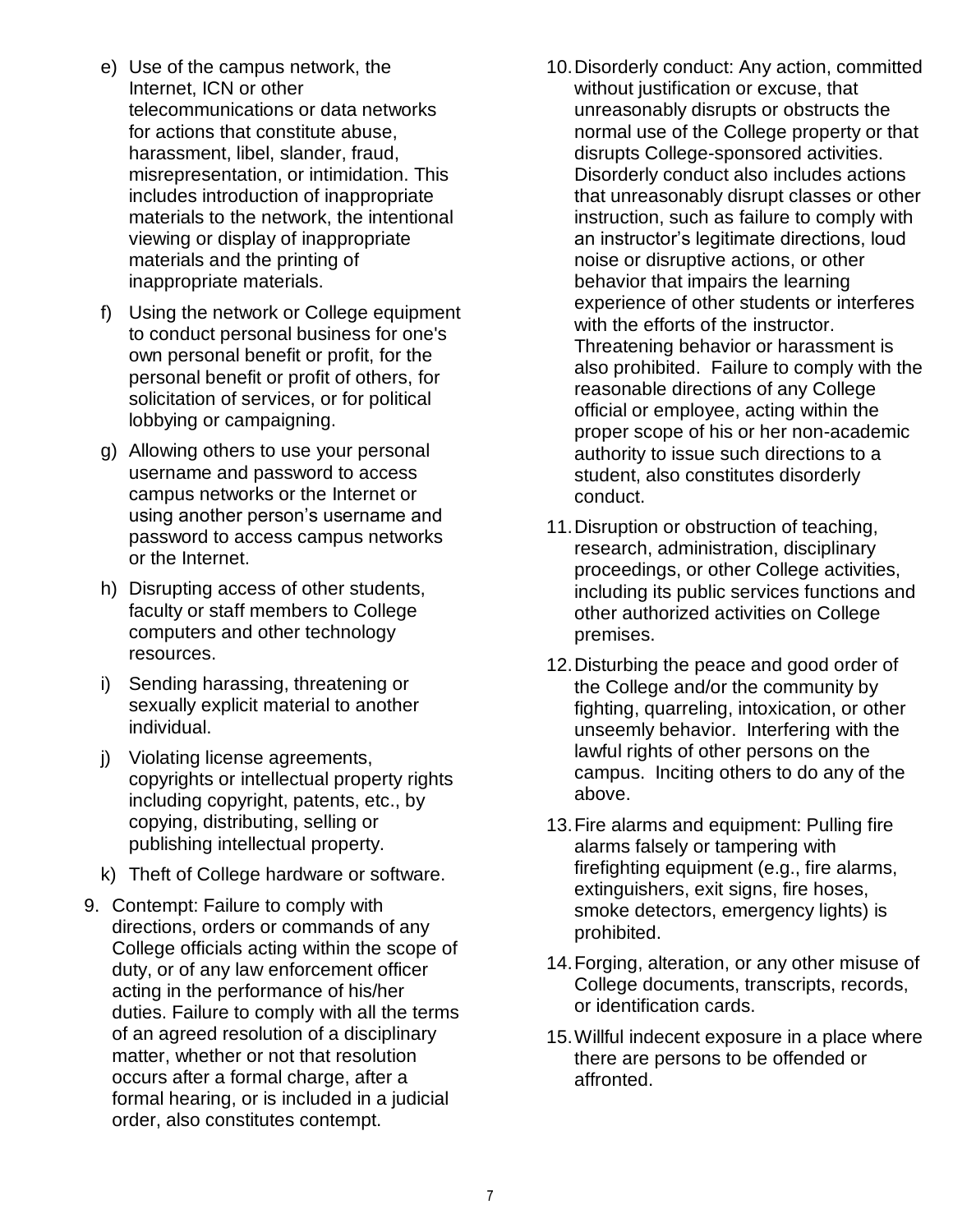e) Use of the campus network, the Internet, ICN or other telecommunications or data networks for actions that constitute abuse, harassment, libel, slander, fraud, misrepresentation, or intimidation. This includes introduction of inappropriate materials to the network, the intentional viewing or display of inappropriate materials and the printing of inappropriate materials.

   f) Using the network or College equipment to conduct personal business for one's own personal benefit or profit, for the personal benefit or profit of others, for solicitation of services, or for political lobbying or campaigning.

   g) Allowing others to use your personal username and password to access campus networks or the Internet or using another person's username and password to access campus networks or the Internet.

   h) Disrupting access of other students, faculty or staff members to College computers and other technology resources.

   i) Sending harassing, threatening or sexually explicit material to another individual.

   j) Violating license agreements, copyrights or intellectual property rights including copyright, patents, etc., by copying, distributing, selling or publishing intellectual property.

   k) Theft of College hardware or software.

9. Contempt: Failure to comply with directions, orders or commands of any College officials acting within the scope of duty, or of any law enforcement officer acting in the performance of his/her duties. Failure to comply with all the terms of an agreed resolution of a disciplinary matter, whether or not that resolution occurs after a formal charge, after a formal hearing, or is included in a judicial order, also constitutes contempt.

10. Disorderly conduct: Any action, committed without justification or excuse, that unreasonably disrupts or obstructs the normal use of the College property or that disrupts College-sponsored activities. Disorderly conduct also includes actions that unreasonably disrupt classes or other instruction, such as failure to comply with an instructor's legitimate directions, loud noise or disruptive actions, or other behavior that impairs the learning experience of other students or interferes with the efforts of the instructor. Threatening behavior or harassment is also prohibited. Failure to comply with the reasonable directions of any College official or employee, acting within the proper scope of his or her non-academic authority to issue such directions to a student, also constitutes disorderly conduct.

11. Disruption or obstruction of teaching, research, administration, disciplinary proceedings, or other College activities, including its public services functions and other authorized activities on College premises.

12. Disturbing the peace and good order of the College and/or the community by fighting, quarreling, intoxication, or other unseemly behavior. Interfering with the lawful rights of other persons on the campus. Inciting others to do any of the above.

13. Fire alarms and equipment: Pulling fire alarms falsely or tampering with firefighting equipment (e.g., fire alarms, extinguishers, exit signs, fire hoses, smoke detectors, emergency lights) is prohibited.

14. Forging, alteration, or any other misuse of College documents, transcripts, records, or identification cards.

15. Willful indecent exposure in a place where there are persons to be offended or affronted.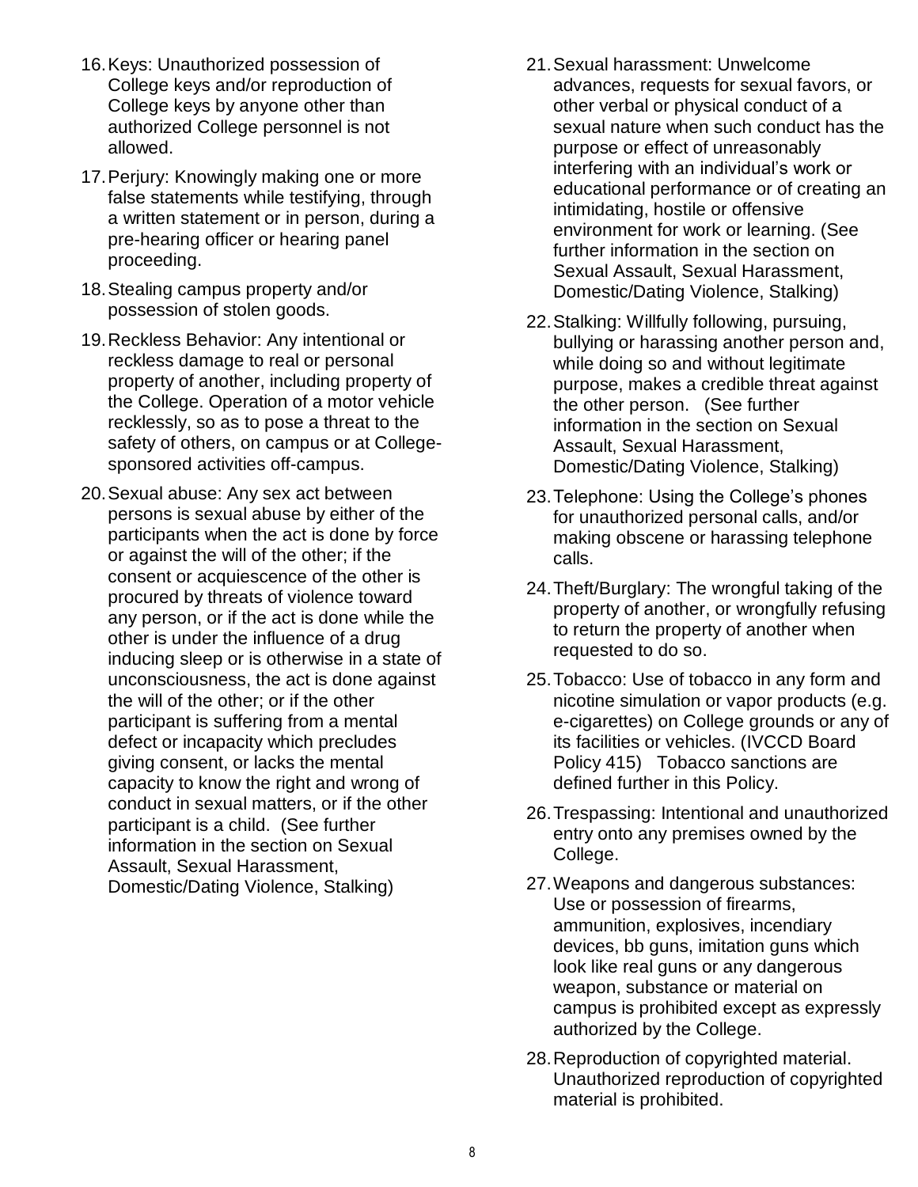16. Keys: Unauthorized possession of College keys and/or reproduction of College keys by anyone other than authorized College personnel is not allowed.
17. Perjury: Knowingly making one or more false statements while testifying, through a written statement or in person, during a pre-hearing officer or hearing panel proceeding.
18. Stealing campus property and/or possession of stolen goods.
19. Reckless Behavior: Any intentional or reckless damage to real or personal property of another, including property of the College. Operation of a motor vehicle recklessly, so as to pose a threat to the safety of others, on campus or at College-sponsored activities off-campus.
20. Sexual abuse: Any sex act between persons is sexual abuse by either of the participants when the act is done by force or against the will of the other; if the consent or acquiescence of the other is procured by threats of violence toward any person, or if the act is done while the other is under the influence of a drug inducing sleep or is otherwise in a state of unconsciousness, the act is done against the will of the other; or if the other participant is suffering from a mental defect or incapacity which precludes giving consent, or lacks the mental capacity to know the right and wrong of conduct in sexual matters, or if the other participant is a child. (See further information in the section on Sexual Assault, Sexual Harassment, Domestic/Dating Violence, Stalking)
21. Sexual harassment: Unwelcome advances, requests for sexual favors, or other verbal or physical conduct of a sexual nature when such conduct has the purpose or effect of unreasonably interfering with an individual's work or educational performance or of creating an intimidating, hostile or offensive environment for work or learning. (See further information in the section on Sexual Assault, Sexual Harassment, Domestic/Dating Violence, Stalking)
22. Stalking: Willfully following, pursuing, bullying or harassing another person and, while doing so and without legitimate purpose, makes a credible threat against the other person. (See further information in the section on Sexual Assault, Sexual Harassment, Domestic/Dating Violence, Stalking)
23. Telephone: Using the College's phones for unauthorized personal calls, and/or making obscene or harassing telephone calls.
24. Theft/Burglary: The wrongful taking of the property of another, or wrongfully refusing to return the property of another when requested to do so.
25. Tobacco: Use of tobacco in any form and nicotine simulation or vapor products (e.g. e-cigarettes) on College grounds or any of its facilities or vehicles. (IVCCD Board Policy 415) Tobacco sanctions are defined further in this Policy.
26. Trespassing: Intentional and unauthorized entry onto any premises owned by the College.
27. Weapons and dangerous substances: Use or possession of firearms, ammunition, explosives, incendiary devices, bb guns, imitation guns which look like real guns or any dangerous weapon, substance or material on campus is prohibited except as expressly authorized by the College.
28. Reproduction of copyrighted material. Unauthorized reproduction of copyrighted material is prohibited.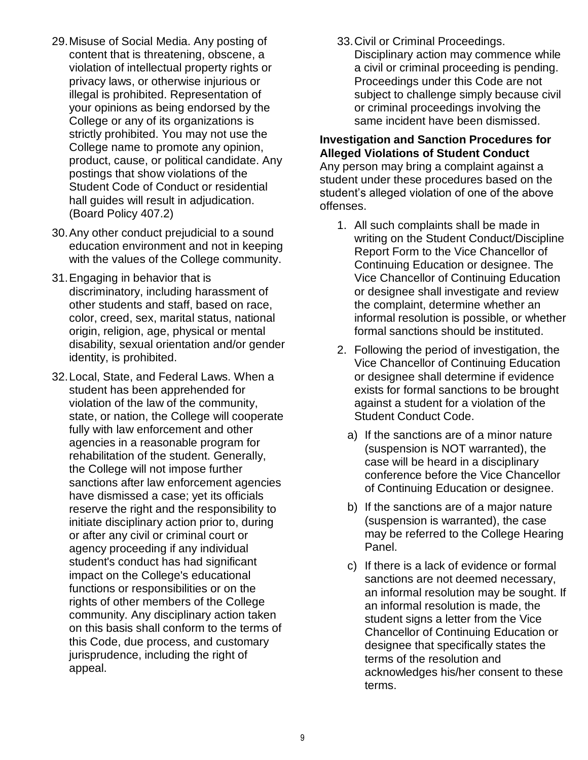29. Misuse of Social Media. Any posting of content that is threatening, obscene, a violation of intellectual property rights or privacy laws, or otherwise injurious or illegal is prohibited. Representation of your opinions as being endorsed by the College or any of its organizations is strictly prohibited. You may not use the College name to promote any opinion, product, cause, or political candidate. Any postings that show violations of the Student Code of Conduct or residential hall guides will result in adjudication. (Board Policy 407.2)

30. Any other conduct prejudicial to a sound education environment and not in keeping with the values of the College community.

31. Engaging in behavior that is discriminatory, including harassment of other students and staff, based on race, color, creed, sex, marital status, national origin, religion, age, physical or mental disability, sexual orientation and/or gender identity, is prohibited.

32. Local, State, and Federal Laws. When a student has been apprehended for violation of the law of the community, state, or nation, the College will cooperate fully with law enforcement and other agencies in a reasonable program for rehabilitation of the student. Generally, the College will not impose further sanctions after law enforcement agencies have dismissed a case; yet its officials reserve the right and the responsibility to initiate disciplinary action prior to, during or after any civil or criminal court or agency proceeding if any individual student's conduct has had significant impact on the College's educational functions or responsibilities or on the rights of other members of the College community. Any disciplinary action taken on this basis shall conform to the terms of this Code, due process, and customary jurisprudence, including the right of appeal.

33. Civil or Criminal Proceedings. Disciplinary action may commence while a civil or criminal proceeding is pending. Proceedings under this Code are not subject to challenge simply because civil or criminal proceedings involving the same incident have been dismissed.

**Investigation and Sanction Procedures for Alleged Violations of Student Conduct**

Any person may bring a complaint against a student under these procedures based on the student's alleged violation of one of the above offenses.

1. All such complaints shall be made in writing on the Student Conduct/Discipline Report Form to the Vice Chancellor of Continuing Education or designee. The Vice Chancellor of Continuing Education or designee shall investigate and review the complaint, determine whether an informal resolution is possible, or whether formal sanctions should be instituted.

2. Following the period of investigation, the Vice Chancellor of Continuing Education or designee shall determine if evidence exists for formal sanctions to be brought against a student for a violation of the Student Conduct Code.

   a) If the sanctions are of a minor nature (suspension is NOT warranted), the case will be heard in a disciplinary conference before the Vice Chancellor of Continuing Education or designee.

   b) If the sanctions are of a major nature (suspension is warranted), the case may be referred to the College Hearing Panel.

   c) If there is a lack of evidence or formal sanctions are not deemed necessary, an informal resolution may be sought. If an informal resolution is made, the student signs a letter from the Vice Chancellor of Continuing Education or designee that specifically states the terms of the resolution and acknowledges his/her consent to these terms.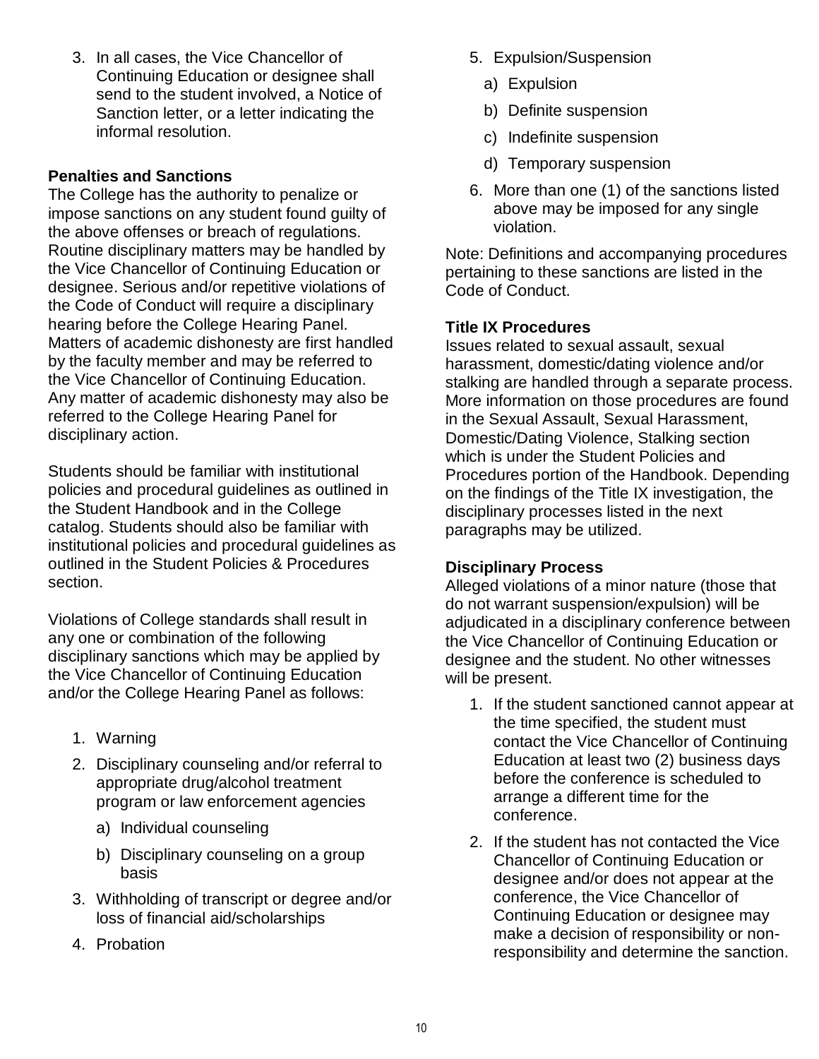3. In all cases, the Vice Chancellor of Continuing Education or designee shall send to the student involved, a Notice of Sanction letter, or a letter indicating the informal resolution.

**Penalties and Sanctions**

The College has the authority to penalize or impose sanctions on any student found guilty of the above offenses or breach of regulations. Routine disciplinary matters may be handled by the Vice Chancellor of Continuing Education or designee. Serious and/or repetitive violations of the Code of Conduct will require a disciplinary hearing before the College Hearing Panel. Matters of academic dishonesty are first handled by the faculty member and may be referred to the Vice Chancellor of Continuing Education. Any matter of academic dishonesty may also be referred to the College Hearing Panel for disciplinary action.

Students should be familiar with institutional policies and procedural guidelines as outlined in the Student Handbook and in the College catalog. Students should also be familiar with institutional policies and procedural guidelines as outlined in the Student Policies & Procedures section.

Violations of College standards shall result in any one or combination of the following disciplinary sanctions which may be applied by the Vice Chancellor of Continuing Education and/or the College Hearing Panel as follows:

1. Warning
2. Disciplinary counseling and/or referral to appropriate drug/alcohol treatment program or law enforcement agencies
   a) Individual counseling
   b) Disciplinary counseling on a group basis
3. Withholding of transcript or degree and/or loss of financial aid/scholarships
4. Probation
5. Expulsion/Suspension
   a) Expulsion
   b) Definite suspension
   c) Indefinite suspension
   d) Temporary suspension
6. More than one (1) of the sanctions listed above may be imposed for any single violation.

Note: Definitions and accompanying procedures pertaining to these sanctions are listed in the Code of Conduct.

**Title IX Procedures**

Issues related to sexual assault, sexual harassment, domestic/dating violence and/or stalking are handled through a separate process. More information on those procedures are found in the Sexual Assault, Sexual Harassment, Domestic/Dating Violence, Stalking section which is under the Student Policies and Procedures portion of the Handbook. Depending on the findings of the Title IX investigation, the disciplinary processes listed in the next paragraphs may be utilized.

**Disciplinary Process**

Alleged violations of a minor nature (those that do not warrant suspension/expulsion) will be adjudicated in a disciplinary conference between the Vice Chancellor of Continuing Education or designee and the student. No other witnesses will be present.

1. If the student sanctioned cannot appear at the time specified, the student must contact the Vice Chancellor of Continuing Education at least two (2) business days before the conference is scheduled to arrange a different time for the conference.
2. If the student has not contacted the Vice Chancellor of Continuing Education or designee and/or does not appear at the conference, the Vice Chancellor of Continuing Education or designee may make a decision of responsibility or non-responsibility and determine the sanction.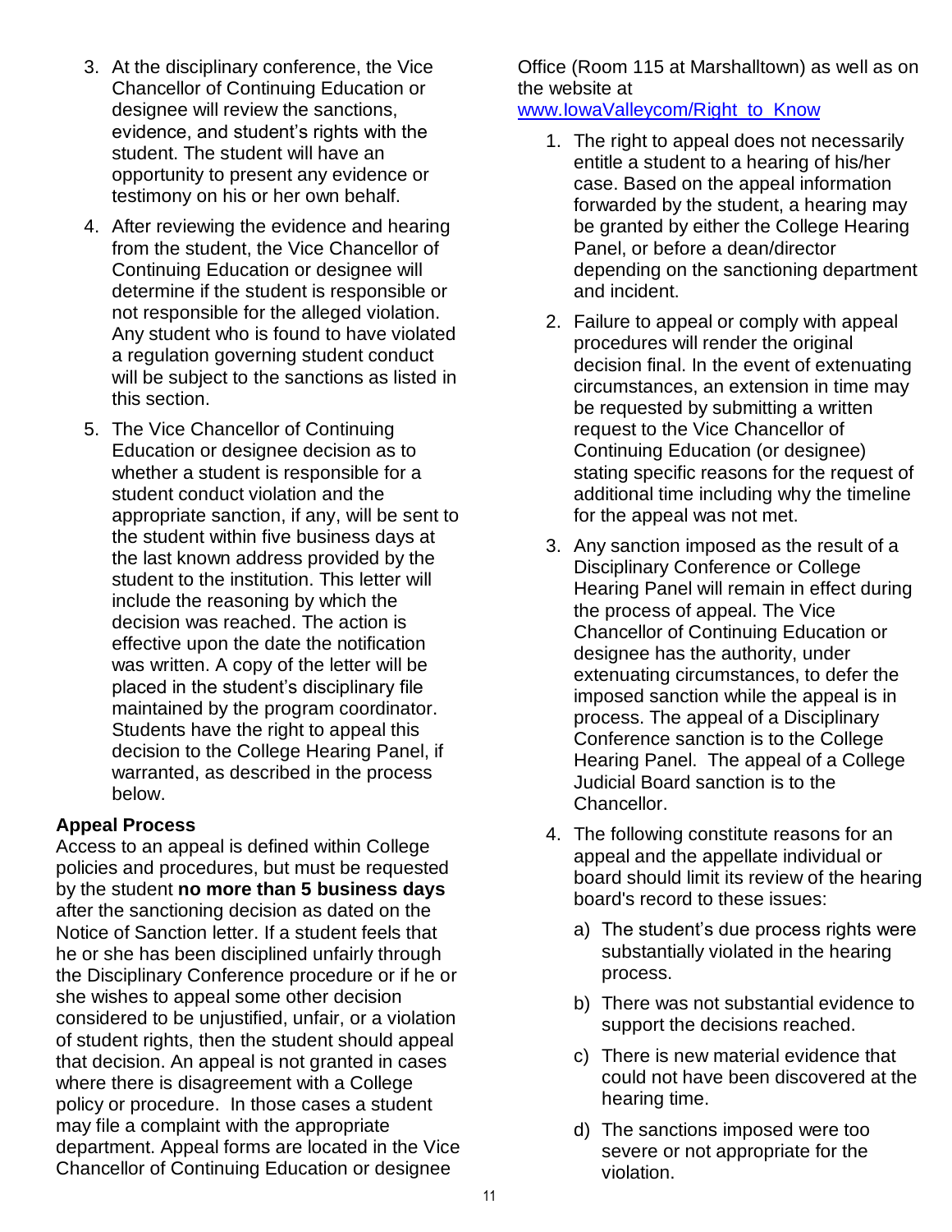3. At the disciplinary conference, the Vice Chancellor of Continuing Education or designee will review the sanctions, evidence, and student's rights with the student. The student will have an opportunity to present any evidence or testimony on his or her own behalf.
4. After reviewing the evidence and hearing from the student, the Vice Chancellor of Continuing Education or designee will determine if the student is responsible or not responsible for the alleged violation. Any student who is found to have violated a regulation governing student conduct will be subject to the sanctions as listed in this section.
5. The Vice Chancellor of Continuing Education or designee decision as to whether a student is responsible for a student conduct violation and the appropriate sanction, if any, will be sent to the student within five business days at the last known address provided by the student to the institution. This letter will include the reasoning by which the decision was reached. The action is effective upon the date the notification was written. A copy of the letter will be placed in the student's disciplinary file maintained by the program coordinator. Students have the right to appeal this decision to the College Hearing Panel, if warranted, as described in the process below.

**Appeal Process**

Access to an appeal is defined within College policies and procedures, but must be requested by the student **no more than 5 business days** after the sanctioning decision as dated on the Notice of Sanction letter. If a student feels that he or she has been disciplined unfairly through the Disciplinary Conference procedure or if he or she wishes to appeal some other decision considered to be unjustified, unfair, or a violation of student rights, then the student should appeal that decision. An appeal is not granted in cases where there is disagreement with a College policy or procedure. In those cases a student may file a complaint with the appropriate department. Appeal forms are located in the Vice Chancellor of Continuing Education or designee Office (Room 115 at Marshalltown) as well as on the website at [www.IowaValleycom/Right_to_Know](www.IowaValleycom/Right_to_Know)

1. The right to appeal does not necessarily entitle a student to a hearing of his/her case. Based on the appeal information forwarded by the student, a hearing may be granted by either the College Hearing Panel, or before a dean/director depending on the sanctioning department and incident.
2. Failure to appeal or comply with appeal procedures will render the original decision final. In the event of extenuating circumstances, an extension in time may be requested by submitting a written request to the Vice Chancellor of Continuing Education (or designee) stating specific reasons for the request of additional time including why the timeline for the appeal was not met.
3. Any sanction imposed as the result of a Disciplinary Conference or College Hearing Panel will remain in effect during the process of appeal. The Vice Chancellor of Continuing Education or designee has the authority, under extenuating circumstances, to defer the imposed sanction while the appeal is in process. The appeal of a Disciplinary Conference sanction is to the College Hearing Panel. The appeal of a College Judicial Board sanction is to the Chancellor.
4. The following constitute reasons for an appeal and the appellate individual or board should limit its review of the hearing board's record to these issues:
   a) The student's due process rights were substantially violated in the hearing process.
   b) There was not substantial evidence to support the decisions reached.
   c) There is new material evidence that could not have been discovered at the hearing time.
   d) The sanctions imposed were too severe or not appropriate for the violation.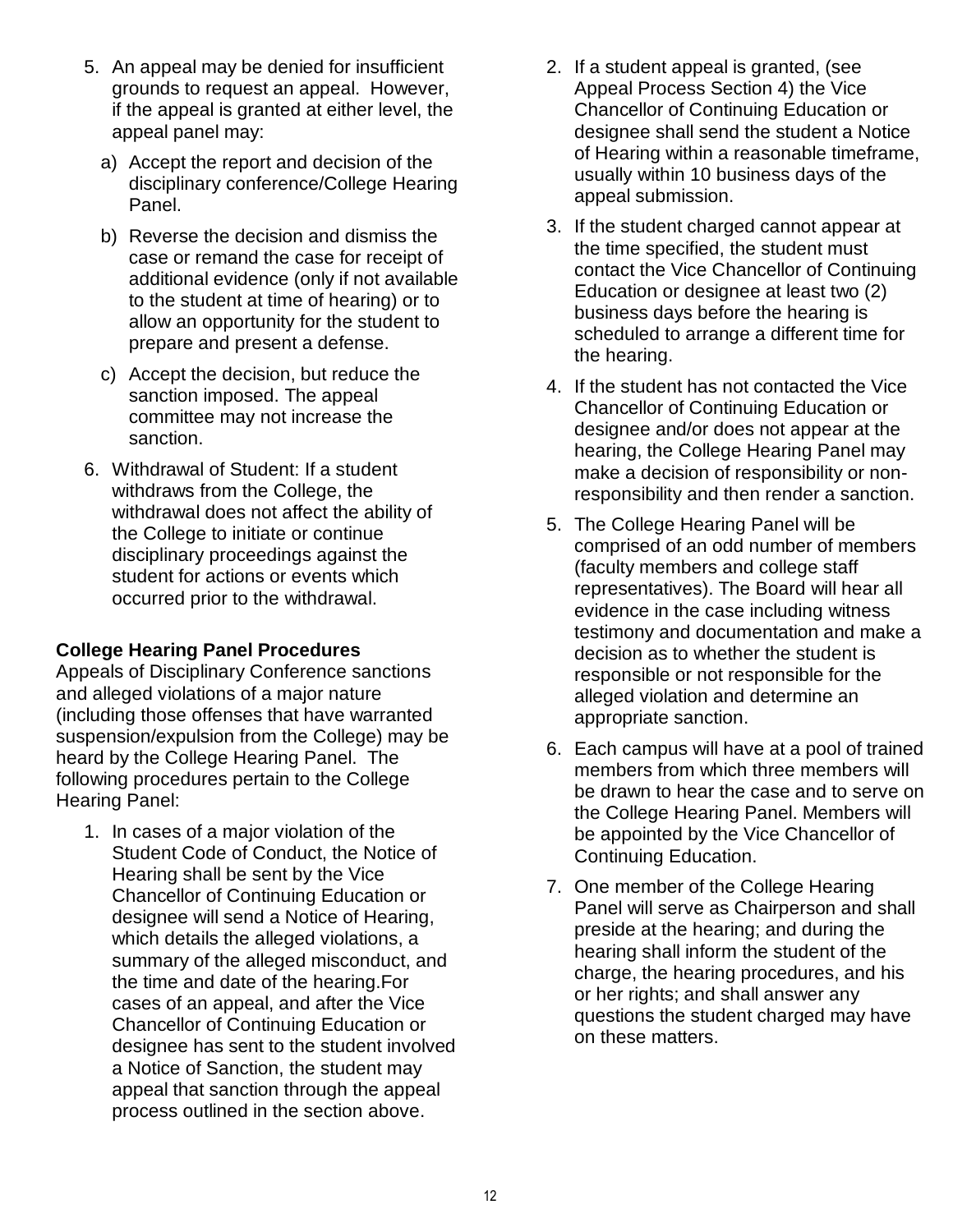5. An appeal may be denied for insufficient grounds to request an appeal. However, if the appeal is granted at either level, the appeal panel may:

   a) Accept the report and decision of the disciplinary conference/College Hearing Panel.

   b) Reverse the decision and dismiss the case or remand the case for receipt of additional evidence (only if not available to the student at time of hearing) or to allow an opportunity for the student to prepare and present a defense.

   c) Accept the decision, but reduce the sanction imposed. The appeal committee may not increase the sanction.

6. Withdrawal of Student: If a student withdraws from the College, the withdrawal does not affect the ability of the College to initiate or continue disciplinary proceedings against the student for actions or events which occurred prior to the withdrawal.

**College Hearing Panel Procedures**

Appeals of Disciplinary Conference sanctions and alleged violations of a major nature (including those offenses that have warranted suspension/expulsion from the College) may be heard by the College Hearing Panel. The following procedures pertain to the College Hearing Panel:

1. In cases of a major violation of the Student Code of Conduct, the Notice of Hearing shall be sent by the Vice Chancellor of Continuing Education or designee will send a Notice of Hearing, which details the alleged violations, a summary of the alleged misconduct, and the time and date of the hearing.For cases of an appeal, and after the Vice Chancellor of Continuing Education or designee has sent to the student involved a Notice of Sanction, the student may appeal that sanction through the appeal process outlined in the section above.

2. If a student appeal is granted, (see Appeal Process Section 4) the Vice Chancellor of Continuing Education or designee shall send the student a Notice of Hearing within a reasonable timeframe, usually within 10 business days of the appeal submission.

3. If the student charged cannot appear at the time specified, the student must contact the Vice Chancellor of Continuing Education or designee at least two (2) business days before the hearing is scheduled to arrange a different time for the hearing.

4. If the student has not contacted the Vice Chancellor of Continuing Education or designee and/or does not appear at the hearing, the College Hearing Panel may make a decision of responsibility or non-responsibility and then render a sanction.

5. The College Hearing Panel will be comprised of an odd number of members (faculty members and college staff representatives). The Board will hear all evidence in the case including witness testimony and documentation and make a decision as to whether the student is responsible or not responsible for the alleged violation and determine an appropriate sanction.

6. Each campus will have at a pool of trained members from which three members will be drawn to hear the case and to serve on the College Hearing Panel. Members will be appointed by the Vice Chancellor of Continuing Education.

7. One member of the College Hearing Panel will serve as Chairperson and shall preside at the hearing; and during the hearing shall inform the student of the charge, the hearing procedures, and his or her rights; and shall answer any questions the student charged may have on these matters.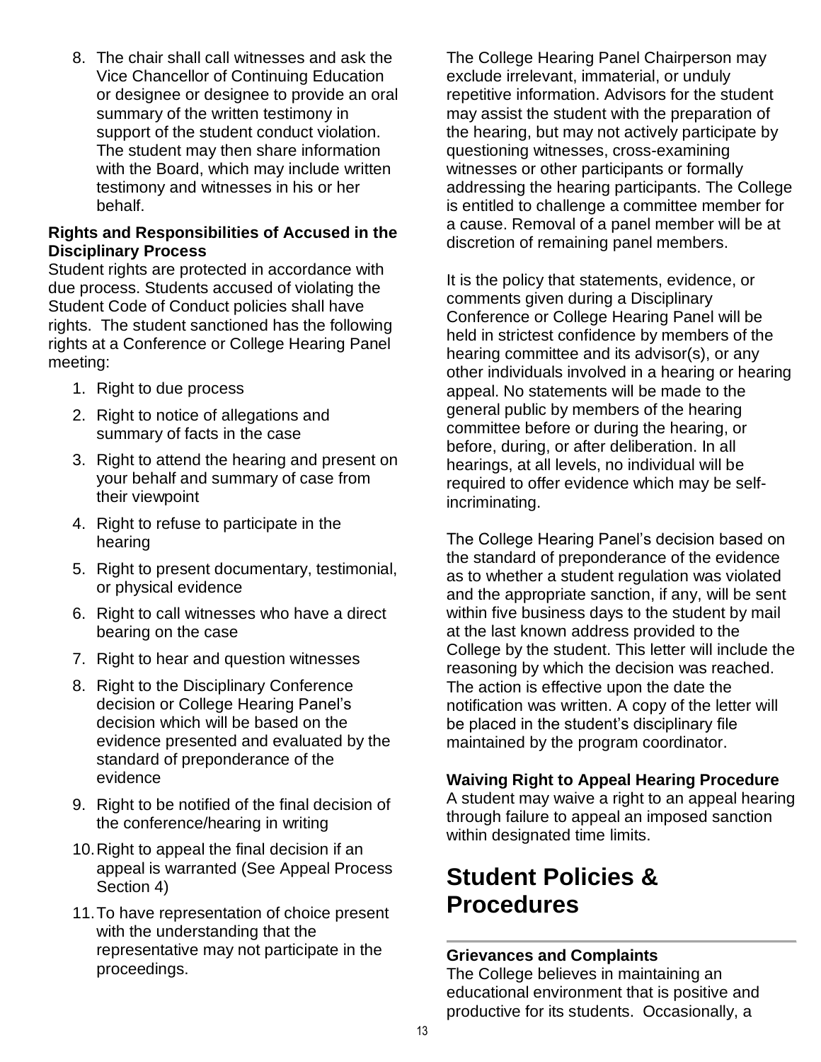8. The chair shall call witnesses and ask the Vice Chancellor of Continuing Education or designee or designee to provide an oral summary of the written testimony in support of the student conduct violation. The student may then share information with the Board, which may include written testimony and witnesses in his or her behalf.

**Rights and Responsibilities of Accused in the Disciplinary Process**

Student rights are protected in accordance with due process. Students accused of violating the Student Code of Conduct policies shall have rights. The student sanctioned has the following rights at a Conference or College Hearing Panel meeting:

1. Right to due process
2. Right to notice of allegations and summary of facts in the case
3. Right to attend the hearing and present on your behalf and summary of case from their viewpoint
4. Right to refuse to participate in the hearing
5. Right to present documentary, testimonial, or physical evidence
6. Right to call witnesses who have a direct bearing on the case
7. Right to hear and question witnesses
8. Right to the Disciplinary Conference decision or College Hearing Panel's decision which will be based on the evidence presented and evaluated by the standard of preponderance of the evidence
9. Right to be notified of the final decision of the conference/hearing in writing
10. Right to appeal the final decision if an appeal is warranted (See Appeal Process Section 4)
11. To have representation of choice present with the understanding that the representative may not participate in the proceedings.

The College Hearing Panel Chairperson may exclude irrelevant, immaterial, or unduly repetitive information. Advisors for the student may assist the student with the preparation of the hearing, but may not actively participate by questioning witnesses, cross-examining witnesses or other participants or formally addressing the hearing participants. The College is entitled to challenge a committee member for a cause. Removal of a panel member will be at discretion of remaining panel members.

It is the policy that statements, evidence, or comments given during a Disciplinary Conference or College Hearing Panel will be held in strictest confidence by members of the hearing committee and its advisor(s), or any other individuals involved in a hearing or hearing appeal. No statements will be made to the general public by members of the hearing committee before or during the hearing, or before, during, or after deliberation. In all hearings, at all levels, no individual will be required to offer evidence which may be self-incriminating.

The College Hearing Panel's decision based on the standard of preponderance of the evidence as to whether a student regulation was violated and the appropriate sanction, if any, will be sent within five business days to the student by mail at the last known address provided to the College by the student. This letter will include the reasoning by which the decision was reached. The action is effective upon the date the notification was written. A copy of the letter will be placed in the student's disciplinary file maintained by the program coordinator.

**Waiving Right to Appeal Hearing Procedure**

A student may waive a right to an appeal hearing through failure to appeal an imposed sanction within designated time limits.

# Student Policies & Procedures

**Grievances and Complaints**

The College believes in maintaining an educational environment that is positive and productive for its students. Occasionally, a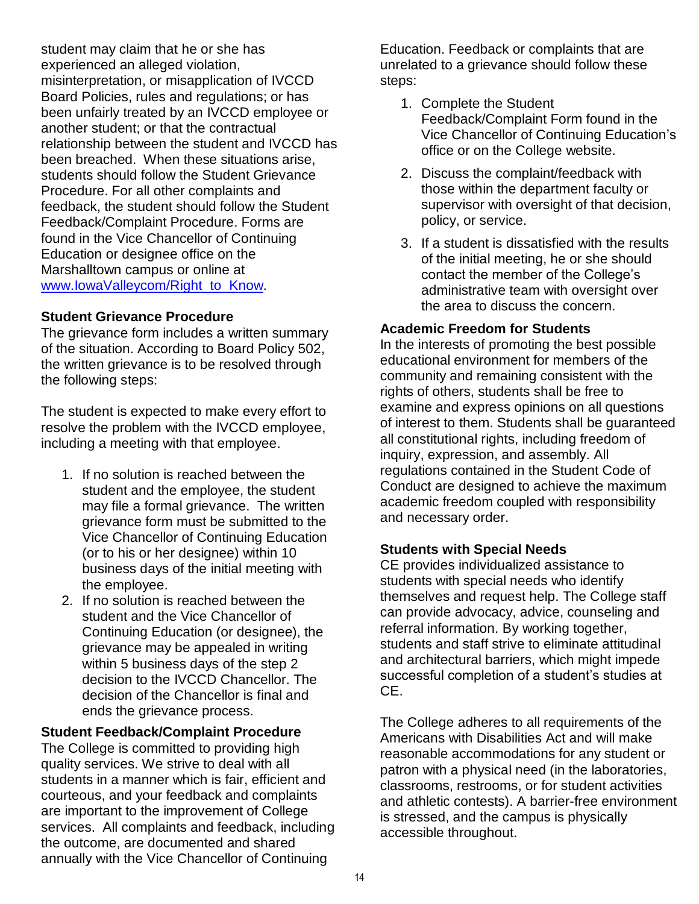student may claim that he or she has experienced an alleged violation, misinterpretation, or misapplication of IVCCD Board Policies, rules and regulations; or has been unfairly treated by an IVCCD employee or another student; or that the contractual relationship between the student and IVCCD has been breached. When these situations arise, students should follow the Student Grievance Procedure. For all other complaints and feedback, the student should follow the Student Feedback/Complaint Procedure. Forms are found in the Vice Chancellor of Continuing Education or designee office on the Marshalltown campus or online at [www.IowaValleycom/Right_to_Know](www.IowaValleycom/Right_to_Know).

### Student Grievance Procedure

The grievance form includes a written summary of the situation. According to Board Policy 502, the written grievance is to be resolved through the following steps:

The student is expected to make every effort to resolve the problem with the IVCCD employee, including a meeting with that employee.

1. If no solution is reached between the student and the employee, the student may file a formal grievance. The written grievance form must be submitted to the Vice Chancellor of Continuing Education (or to his or her designee) within 10 business days of the initial meeting with the employee.
2. If no solution is reached between the student and the Vice Chancellor of Continuing Education (or designee), the grievance may be appealed in writing within 5 business days of the step 2 decision to the IVCCD Chancellor. The decision of the Chancellor is final and ends the grievance process.

### Student Feedback/Complaint Procedure

The College is committed to providing high quality services. We strive to deal with all students in a manner which is fair, efficient and courteous, and your feedback and complaints are important to the improvement of College services. All complaints and feedback, including the outcome, are documented and shared annually with the Vice Chancellor of Continuing Education. Feedback or complaints that are unrelated to a grievance should follow these steps:

1. Complete the Student Feedback/Complaint Form found in the Vice Chancellor of Continuing Education's office or on the College website.
2. Discuss the complaint/feedback with those within the department faculty or supervisor with oversight of that decision, policy, or service.
3. If a student is dissatisfied with the results of the initial meeting, he or she should contact the member of the College's administrative team with oversight over the area to discuss the concern.

### Academic Freedom for Students

In the interests of promoting the best possible educational environment for members of the community and remaining consistent with the rights of others, students shall be free to examine and express opinions on all questions of interest to them. Students shall be guaranteed all constitutional rights, including freedom of inquiry, expression, and assembly. All regulations contained in the Student Code of Conduct are designed to achieve the maximum academic freedom coupled with responsibility and necessary order.

### Students with Special Needs

CE provides individualized assistance to students with special needs who identify themselves and request help. The College staff can provide advocacy, advice, counseling and referral information. By working together, students and staff strive to eliminate attitudinal and architectural barriers, which might impede successful completion of a student's studies at CE.

The College adheres to all requirements of the Americans with Disabilities Act and will make reasonable accommodations for any student or patron with a physical need (in the laboratories, classrooms, restrooms, or for student activities and athletic contests). A barrier-free environment is stressed, and the campus is physically accessible throughout.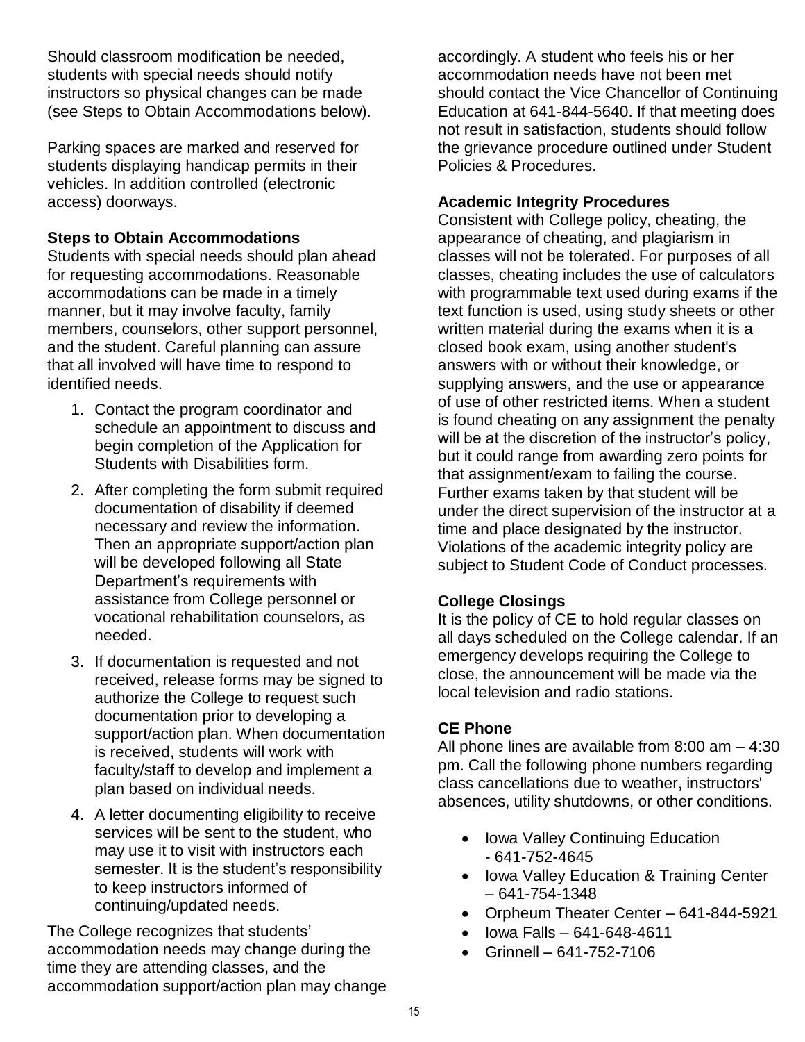Should classroom modification be needed, students with special needs should notify instructors so physical changes can be made (see Steps to Obtain Accommodations below).

Parking spaces are marked and reserved for students displaying handicap permits in their vehicles. In addition controlled (electronic access) doorways.

**Steps to Obtain Accommodations**

Students with special needs should plan ahead for requesting accommodations. Reasonable accommodations can be made in a timely manner, but it may involve faculty, family members, counselors, other support personnel, and the student. Careful planning can assure that all involved will have time to respond to identified needs.

1. Contact the program coordinator and schedule an appointment to discuss and begin completion of the Application for Students with Disabilities form.
2. After completing the form submit required documentation of disability if deemed necessary and review the information. Then an appropriate support/action plan will be developed following all State Department's requirements with assistance from College personnel or vocational rehabilitation counselors, as needed.
3. If documentation is requested and not received, release forms may be signed to authorize the College to request such documentation prior to developing a support/action plan. When documentation is received, students will work with faculty/staff to develop and implement a plan based on individual needs.
4. A letter documenting eligibility to receive services will be sent to the student, who may use it to visit with instructors each semester. It is the student's responsibility to keep instructors informed of continuing/updated needs.

The College recognizes that students' accommodation needs may change during the time they are attending classes, and the accommodation support/action plan may change accordingly. A student who feels his or her accommodation needs have not been met should contact the Vice Chancellor of Continuing Education at 641-844-5640. If that meeting does not result in satisfaction, students should follow the grievance procedure outlined under Student Policies & Procedures.

**Academic Integrity Procedures**

Consistent with College policy, cheating, the appearance of cheating, and plagiarism in classes will not be tolerated. For purposes of all classes, cheating includes the use of calculators with programmable text used during exams if the text function is used, using study sheets or other written material during the exams when it is a closed book exam, using another student's answers with or without their knowledge, or supplying answers, and the use or appearance of use of other restricted items. When a student is found cheating on any assignment the penalty will be at the discretion of the instructor's policy, but it could range from awarding zero points for that assignment/exam to failing the course. Further exams taken by that student will be under the direct supervision of the instructor at a time and place designated by the instructor. Violations of the academic integrity policy are subject to Student Code of Conduct processes.

**College Closings**

It is the policy of CE to hold regular classes on all days scheduled on the College calendar. If an emergency develops requiring the College to close, the announcement will be made via the local television and radio stations.

**CE Phone**

All phone lines are available from 8:00 am – 4:30 pm. Call the following phone numbers regarding class cancellations due to weather, instructors' absences, utility shutdowns, or other conditions.

- Iowa Valley Continuing Education - 641-752-4645
- Iowa Valley Education & Training Center – 641-754-1348
- Orpheum Theater Center – 641-844-5921
- Iowa Falls – 641-648-4611
- Grinnell – 641-752-7106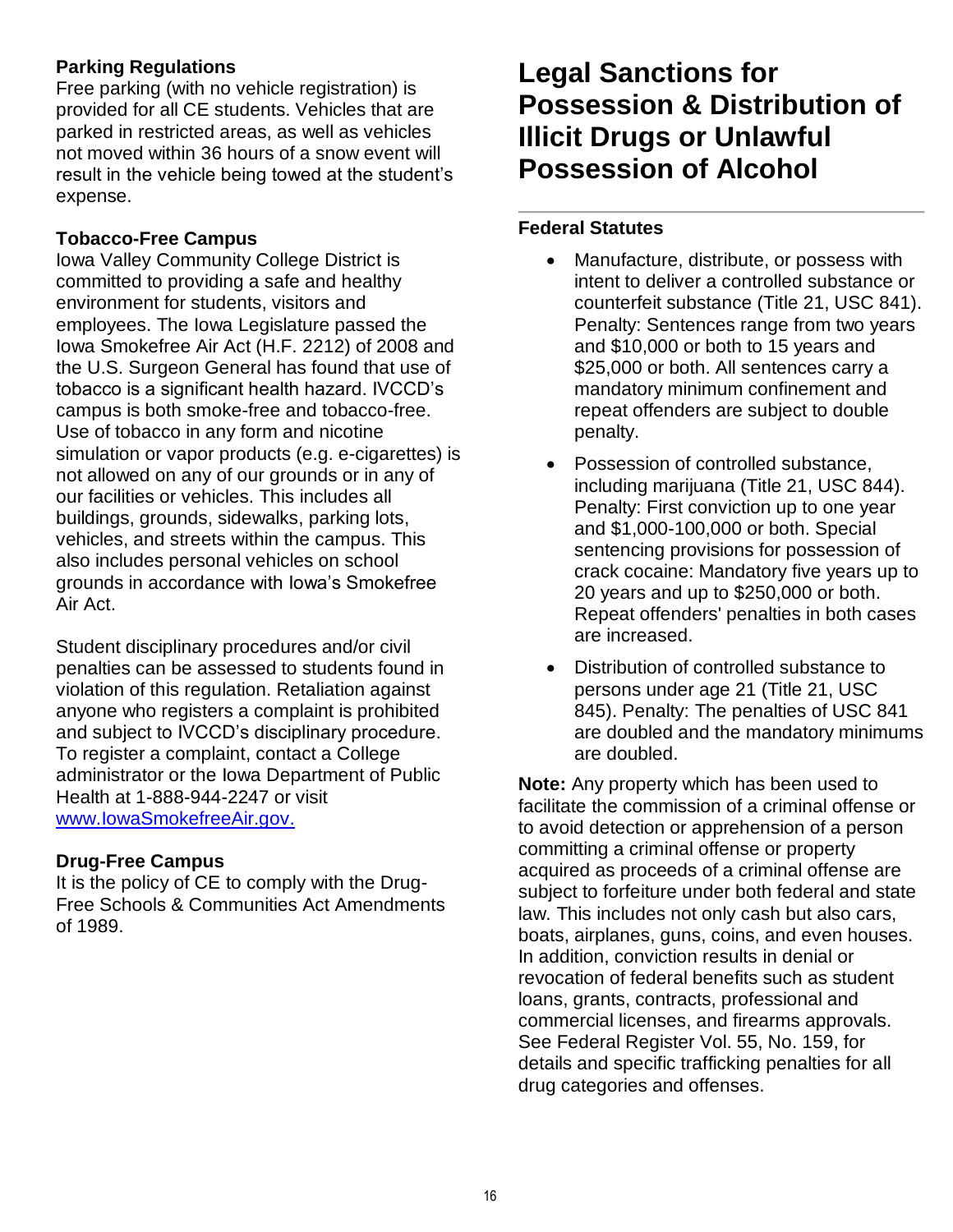### Parking Regulations

Free parking (with no vehicle registration) is provided for all CE students. Vehicles that are parked in restricted areas, as well as vehicles not moved within 36 hours of a snow event will result in the vehicle being towed at the student's expense.

### Tobacco-Free Campus

Iowa Valley Community College District is committed to providing a safe and healthy environment for students, visitors and employees. The Iowa Legislature passed the Iowa Smokefree Air Act (H.F. 2212) of 2008 and the U.S. Surgeon General has found that use of tobacco is a significant health hazard. IVCCD's campus is both smoke-free and tobacco-free. Use of tobacco in any form and nicotine simulation or vapor products (e.g. e-cigarettes) is not allowed on any of our grounds or in any of our facilities or vehicles. This includes all buildings, grounds, sidewalks, parking lots, vehicles, and streets within the campus. This also includes personal vehicles on school grounds in accordance with Iowa's Smokefree Air Act.

Student disciplinary procedures and/or civil penalties can be assessed to students found in violation of this regulation. Retaliation against anyone who registers a complaint is prohibited and subject to IVCCD's disciplinary procedure. To register a complaint, contact a College administrator or the Iowa Department of Public Health at 1-888-944-2247 or visit [www.IowaSmokefreeAir.gov.](http://www.IowaSmokefreeAir.gov)

### Drug-Free Campus

It is the policy of CE to comply with the Drug-Free Schools & Communities Act Amendments of 1989.

# Legal Sanctions for Possession & Distribution of Illicit Drugs or Unlawful Possession of Alcohol

### Federal Statutes

- Manufacture, distribute, or possess with intent to deliver a controlled substance or counterfeit substance (Title 21, USC 841). Penalty: Sentences range from two years and $10,000 or both to 15 years and $25,000 or both. All sentences carry a mandatory minimum confinement and repeat offenders are subject to double penalty.
- Possession of controlled substance, including marijuana (Title 21, USC 844). Penalty: First conviction up to one year and $1,000-100,000 or both. Special sentencing provisions for possession of crack cocaine: Mandatory five years up to 20 years and up to $250,000 or both. Repeat offenders' penalties in both cases are increased.
- Distribution of controlled substance to persons under age 21 (Title 21, USC 845). Penalty: The penalties of USC 841 are doubled and the mandatory minimums are doubled.

**Note:** Any property which has been used to facilitate the commission of a criminal offense or to avoid detection or apprehension of a person committing a criminal offense or property acquired as proceeds of a criminal offense are subject to forfeiture under both federal and state law. This includes not only cash but also cars, boats, airplanes, guns, coins, and even houses. In addition, conviction results in denial or revocation of federal benefits such as student loans, grants, contracts, professional and commercial licenses, and firearms approvals. See Federal Register Vol. 55, No. 159, for details and specific trafficking penalties for all drug categories and offenses.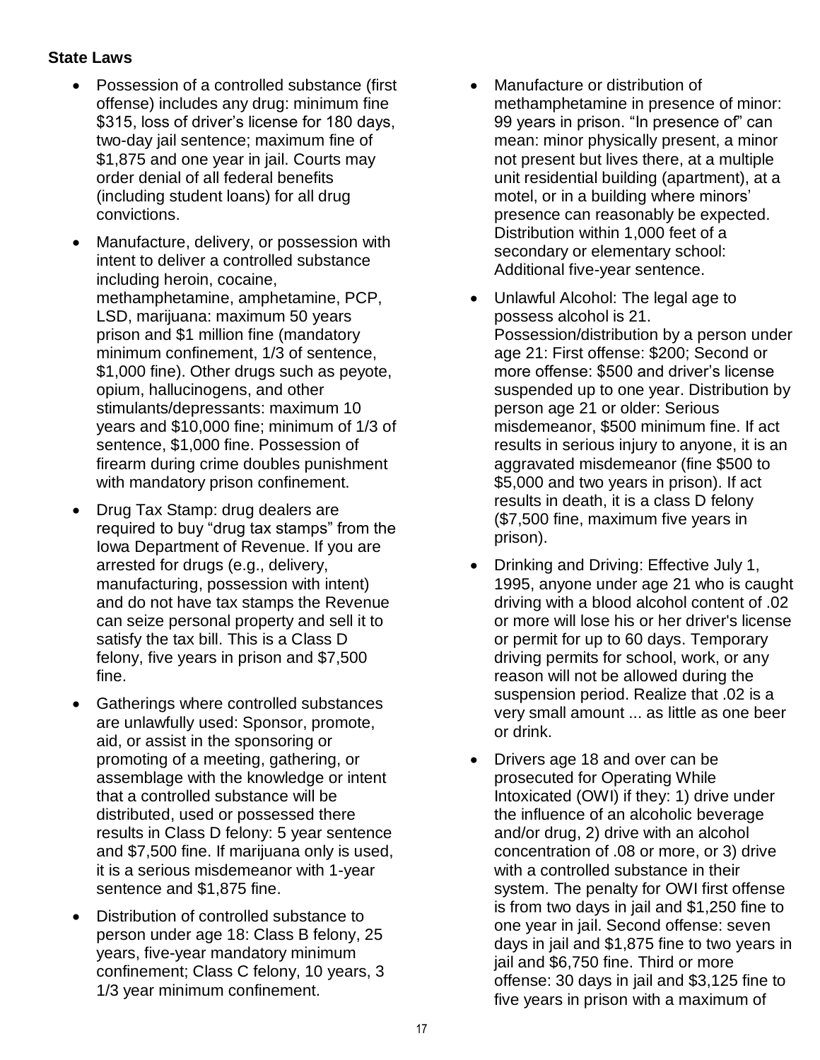**State Laws**

- Possession of a controlled substance (first offense) includes any drug: minimum fine $315, loss of driver's license for 180 days, two-day jail sentence; maximum fine of $1,875 and one year in jail. Courts may order denial of all federal benefits (including student loans) for all drug convictions.
- Manufacture, delivery, or possession with intent to deliver a controlled substance including heroin, cocaine, methamphetamine, amphetamine, PCP, LSD, marijuana: maximum 50 years prison and $1 million fine (mandatory minimum confinement, 1/3 of sentence, $1,000 fine). Other drugs such as peyote, opium, hallucinogens, and other stimulants/depressants: maximum 10 years and $10,000 fine; minimum of 1/3 of sentence, $1,000 fine. Possession of firearm during crime doubles punishment with mandatory prison confinement.
- Drug Tax Stamp: drug dealers are required to buy "drug tax stamps" from the Iowa Department of Revenue. If you are arrested for drugs (e.g., delivery, manufacturing, possession with intent) and do not have tax stamps the Revenue can seize personal property and sell it to satisfy the tax bill. This is a Class D felony, five years in prison and $7,500 fine.
- Gatherings where controlled substances are unlawfully used: Sponsor, promote, aid, or assist in the sponsoring or promoting of a meeting, gathering, or assemblage with the knowledge or intent that a controlled substance will be distributed, used or possessed there results in Class D felony: 5 year sentence and $7,500 fine. If marijuana only is used, it is a serious misdemeanor with 1-year sentence and $1,875 fine.
- Distribution of controlled substance to person under age 18: Class B felony, 25 years, five-year mandatory minimum confinement; Class C felony, 10 years, 3 1/3 year minimum confinement.
- Manufacture or distribution of methamphetamine in presence of minor: 99 years in prison. "In presence of" can mean: minor physically present, a minor not present but lives there, at a multiple unit residential building (apartment), at a motel, or in a building where minors' presence can reasonably be expected. Distribution within 1,000 feet of a secondary or elementary school: Additional five-year sentence.
- Unlawful Alcohol: The legal age to possess alcohol is 21. Possession/distribution by a person under age 21: First offense: $200; Second or more offense: $500 and driver's license suspended up to one year. Distribution by person age 21 or older: Serious misdemeanor, $500 minimum fine. If act results in serious injury to anyone, it is an aggravated misdemeanor (fine $500 to $5,000 and two years in prison). If act results in death, it is a class D felony ($7,500 fine, maximum five years in prison).
- Drinking and Driving: Effective July 1, 1995, anyone under age 21 who is caught driving with a blood alcohol content of .02 or more will lose his or her driver's license or permit for up to 60 days. Temporary driving permits for school, work, or any reason will not be allowed during the suspension period. Realize that .02 is a very small amount ... as little as one beer or drink.
- Drivers age 18 and over can be prosecuted for Operating While Intoxicated (OWI) if they: 1) drive under the influence of an alcoholic beverage and/or drug, 2) drive with an alcohol concentration of .08 or more, or 3) drive with a controlled substance in their system. The penalty for OWI first offense is from two days in jail and $1,250 fine to one year in jail. Second offense: seven days in jail and $1,875 fine to two years in jail and $6,750 fine. Third or more offense: 30 days in jail and $3,125 fine to five years in prison with a maximum of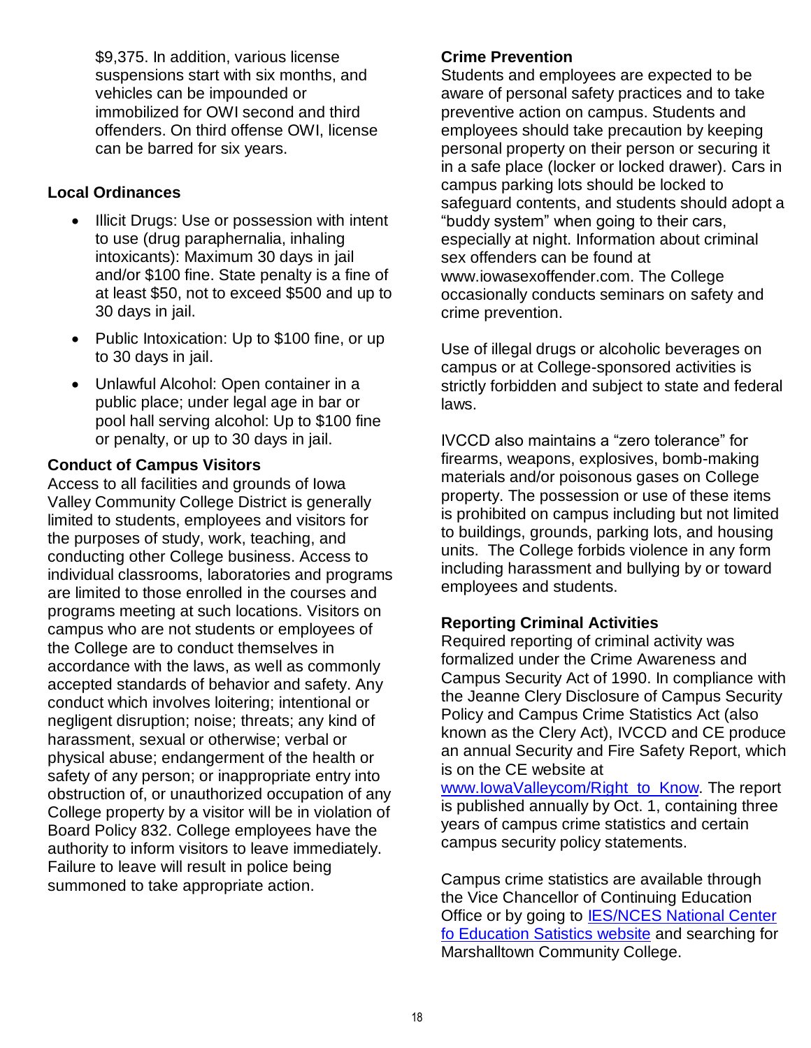$9,375. In addition, various license suspensions start with six months, and vehicles can be impounded or immobilized for OWI second and third offenders. On third offense OWI, license can be barred for six years.

### Local Ordinances

- Illicit Drugs: Use or possession with intent to use (drug paraphernalia, inhaling intoxicants): Maximum 30 days in jail and/or $100 fine. State penalty is a fine of at least $50, not to exceed $500 and up to 30 days in jail.
- Public Intoxication: Up to $100 fine, or up to 30 days in jail.
- Unlawful Alcohol: Open container in a public place; under legal age in bar or pool hall serving alcohol: Up to $100 fine or penalty, or up to 30 days in jail.

### Conduct of Campus Visitors

Access to all facilities and grounds of Iowa Valley Community College District is generally limited to students, employees and visitors for the purposes of study, work, teaching, and conducting other College business. Access to individual classrooms, laboratories and programs are limited to those enrolled in the courses and programs meeting at such locations. Visitors on campus who are not students or employees of the College are to conduct themselves in accordance with the laws, as well as commonly accepted standards of behavior and safety. Any conduct which involves loitering; intentional or negligent disruption; noise; threats; any kind of harassment, sexual or otherwise; verbal or physical abuse; endangerment of the health or safety of any person; or inappropriate entry into obstruction of, or unauthorized occupation of any College property by a visitor will be in violation of Board Policy 832. College employees have the authority to inform visitors to leave immediately. Failure to leave will result in police being summoned to take appropriate action.

### Crime Prevention

Students and employees are expected to be aware of personal safety practices and to take preventive action on campus. Students and employees should take precaution by keeping personal property on their person or securing it in a safe place (locker or locked drawer). Cars in campus parking lots should be locked to safeguard contents, and students should adopt a "buddy system" when going to their cars, especially at night. Information about criminal sex offenders can be found at www.iowasexoffender.com. The College occasionally conducts seminars on safety and crime prevention.

Use of illegal drugs or alcoholic beverages on campus or at College-sponsored activities is strictly forbidden and subject to state and federal laws.

IVCCD also maintains a "zero tolerance" for firearms, weapons, explosives, bomb-making materials and/or poisonous gases on College property. The possession or use of these items is prohibited on campus including but not limited to buildings, grounds, parking lots, and housing units. The College forbids violence in any form including harassment and bullying by or toward employees and students.

### Reporting Criminal Activities

Required reporting of criminal activity was formalized under the Crime Awareness and Campus Security Act of 1990. In compliance with the Jeanne Clery Disclosure of Campus Security Policy and Campus Crime Statistics Act (also known as the Clery Act), IVCCD and CE produce an annual Security and Fire Safety Report, which is on the CE website at www.IowaValleycom/Right_to_Know. The report is published annually by Oct. 1, containing three years of campus crime statistics and certain campus security policy statements.

Campus crime statistics are available through the Vice Chancellor of Continuing Education Office or by going to IES/NCES National Center fo Education Satistics website and searching for Marshalltown Community College.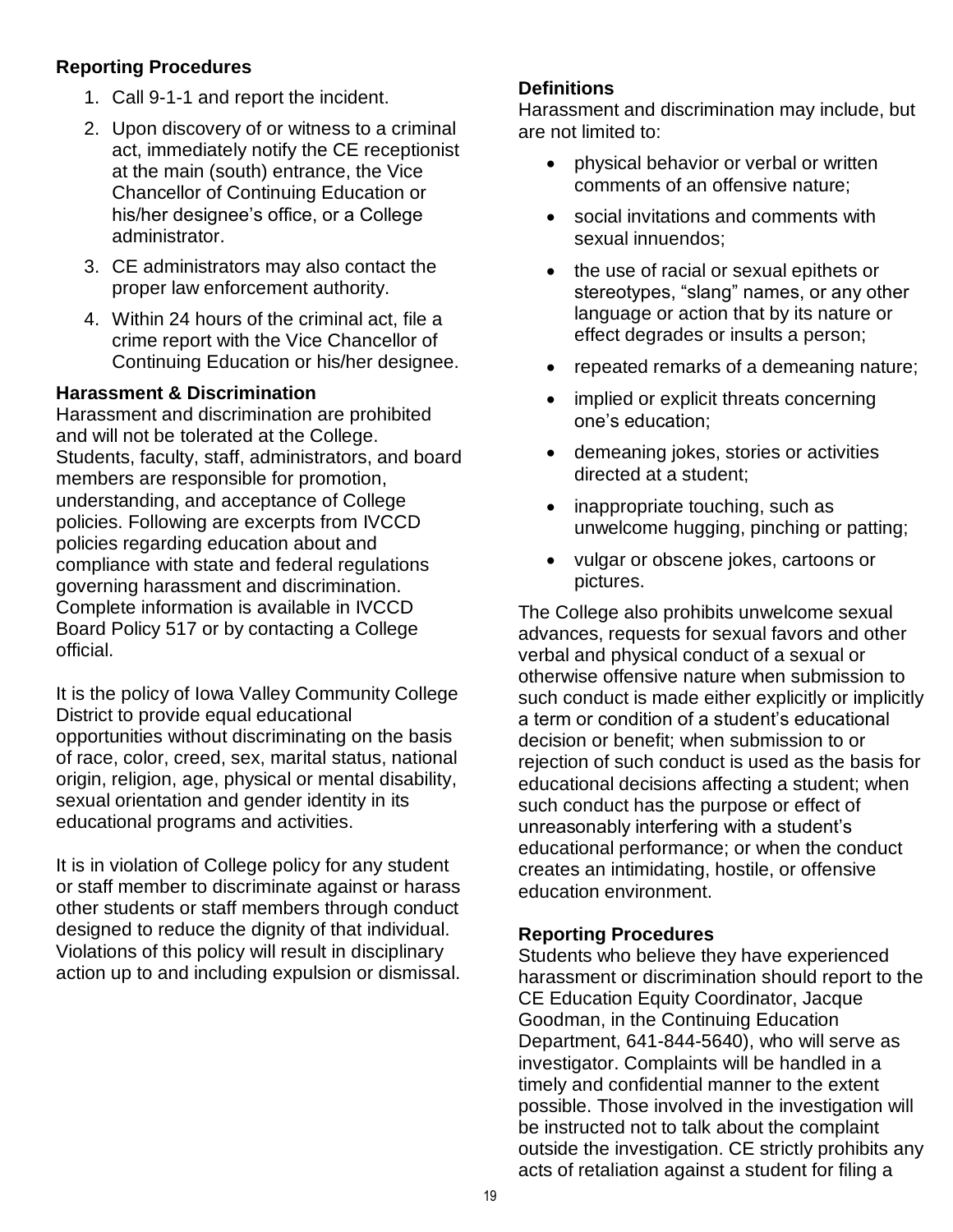### Reporting Procedures

1. Call 9-1-1 and report the incident.
2. Upon discovery of or witness to a criminal act, immediately notify the CE receptionist at the main (south) entrance, the Vice Chancellor of Continuing Education or his/her designee's office, or a College administrator.
3. CE administrators may also contact the proper law enforcement authority.
4. Within 24 hours of the criminal act, file a crime report with the Vice Chancellor of Continuing Education or his/her designee.

### Harassment & Discrimination

Harassment and discrimination are prohibited and will not be tolerated at the College. Students, faculty, staff, administrators, and board members are responsible for promotion, understanding, and acceptance of College policies. Following are excerpts from IVCCD policies regarding education about and compliance with state and federal regulations governing harassment and discrimination. Complete information is available in IVCCD Board Policy 517 or by contacting a College official.

It is the policy of Iowa Valley Community College District to provide equal educational opportunities without discriminating on the basis of race, color, creed, sex, marital status, national origin, religion, age, physical or mental disability, sexual orientation and gender identity in its educational programs and activities.

It is in violation of College policy for any student or staff member to discriminate against or harass other students or staff members through conduct designed to reduce the dignity of that individual. Violations of this policy will result in disciplinary action up to and including expulsion or dismissal.

### Definitions

Harassment and discrimination may include, but are not limited to:

- physical behavior or verbal or written comments of an offensive nature;
- social invitations and comments with sexual innuendos;
- the use of racial or sexual epithets or stereotypes, "slang" names, or any other language or action that by its nature or effect degrades or insults a person;
- repeated remarks of a demeaning nature;
- implied or explicit threats concerning one's education;
- demeaning jokes, stories or activities directed at a student;
- inappropriate touching, such as unwelcome hugging, pinching or patting;
- vulgar or obscene jokes, cartoons or pictures.

The College also prohibits unwelcome sexual advances, requests for sexual favors and other verbal and physical conduct of a sexual or otherwise offensive nature when submission to such conduct is made either explicitly or implicitly a term or condition of a student's educational decision or benefit; when submission to or rejection of such conduct is used as the basis for educational decisions affecting a student; when such conduct has the purpose or effect of unreasonably interfering with a student's educational performance; or when the conduct creates an intimidating, hostile, or offensive education environment.

### Reporting Procedures

Students who believe they have experienced harassment or discrimination should report to the CE Education Equity Coordinator, Jacque Goodman, in the Continuing Education Department, 641-844-5640), who will serve as investigator. Complaints will be handled in a timely and confidential manner to the extent possible. Those involved in the investigation will be instructed not to talk about the complaint outside the investigation. CE strictly prohibits any acts of retaliation against a student for filing a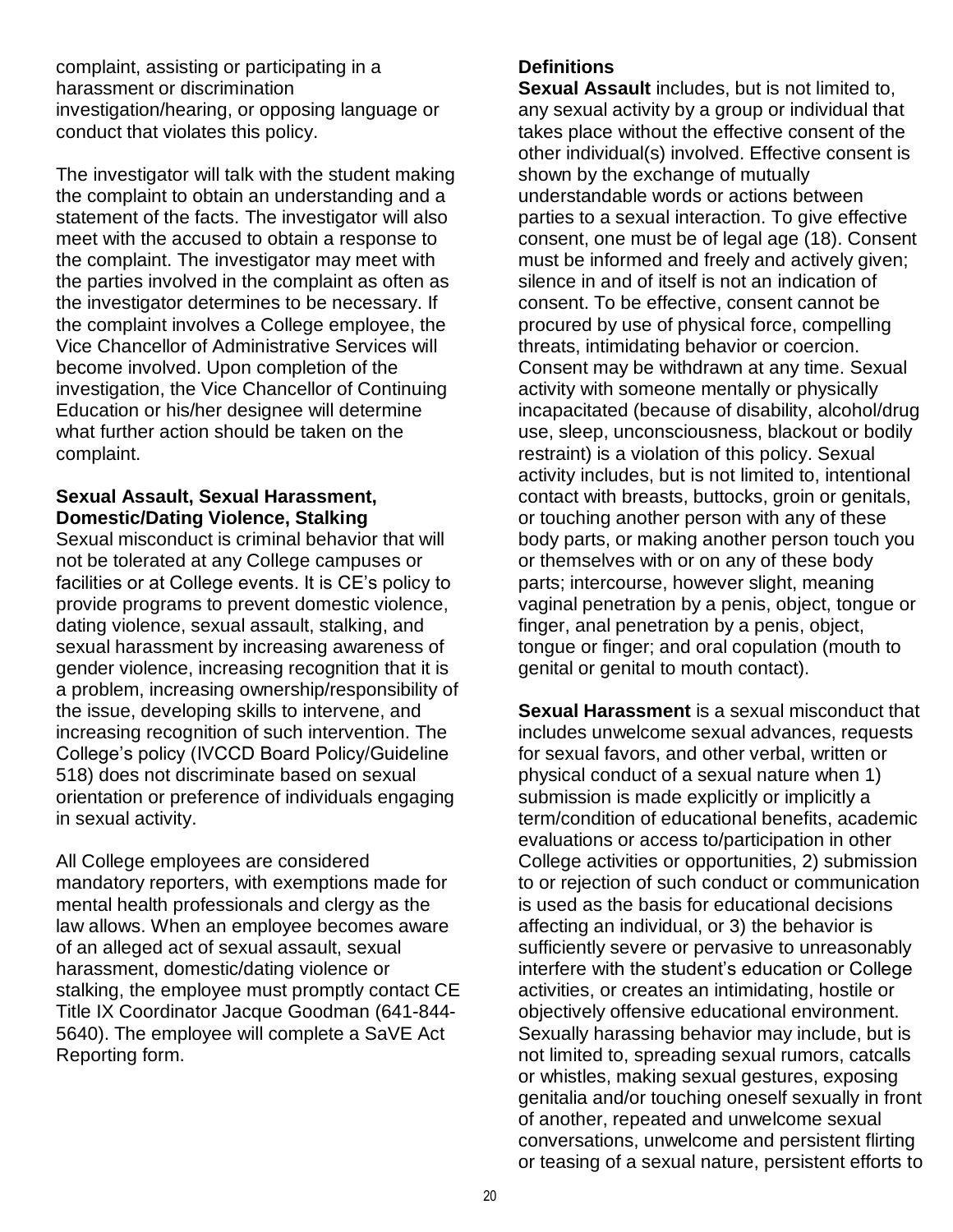complaint, assisting or participating in a harassment or discrimination investigation/hearing, or opposing language or conduct that violates this policy.

The investigator will talk with the student making the complaint to obtain an understanding and a statement of the facts. The investigator will also meet with the accused to obtain a response to the complaint. The investigator may meet with the parties involved in the complaint as often as the investigator determines to be necessary. If the complaint involves a College employee, the Vice Chancellor of Administrative Services will become involved. Upon completion of the investigation, the Vice Chancellor of Continuing Education or his/her designee will determine what further action should be taken on the complaint.

**Sexual Assault, Sexual Harassment, Domestic/Dating Violence, Stalking**

Sexual misconduct is criminal behavior that will not be tolerated at any College campuses or facilities or at College events. It is CE's policy to provide programs to prevent domestic violence, dating violence, sexual assault, stalking, and sexual harassment by increasing awareness of gender violence, increasing recognition that it is a problem, increasing ownership/responsibility of the issue, developing skills to intervene, and increasing recognition of such intervention. The College's policy (IVCCD Board Policy/Guideline 518) does not discriminate based on sexual orientation or preference of individuals engaging in sexual activity.

All College employees are considered mandatory reporters, with exemptions made for mental health professionals and clergy as the law allows. When an employee becomes aware of an alleged act of sexual assault, sexual harassment, domestic/dating violence or stalking, the employee must promptly contact CE Title IX Coordinator Jacque Goodman (641-844-5640). The employee will complete a SaVE Act Reporting form.

**Definitions**

**Sexual Assault** includes, but is not limited to, any sexual activity by a group or individual that takes place without the effective consent of the other individual(s) involved. Effective consent is shown by the exchange of mutually understandable words or actions between parties to a sexual interaction. To give effective consent, one must be of legal age (18). Consent must be informed and freely and actively given; silence in and of itself is not an indication of consent. To be effective, consent cannot be procured by use of physical force, compelling threats, intimidating behavior or coercion. Consent may be withdrawn at any time. Sexual activity with someone mentally or physically incapacitated (because of disability, alcohol/drug use, sleep, unconsciousness, blackout or bodily restraint) is a violation of this policy. Sexual activity includes, but is not limited to, intentional contact with breasts, buttocks, groin or genitals, or touching another person with any of these body parts, or making another person touch you or themselves with or on any of these body parts; intercourse, however slight, meaning vaginal penetration by a penis, object, tongue or finger, anal penetration by a penis, object, tongue or finger; and oral copulation (mouth to genital or genital to mouth contact).

**Sexual Harassment** is a sexual misconduct that includes unwelcome sexual advances, requests for sexual favors, and other verbal, written or physical conduct of a sexual nature when 1) submission is made explicitly or implicitly a term/condition of educational benefits, academic evaluations or access to/participation in other College activities or opportunities, 2) submission to or rejection of such conduct or communication is used as the basis for educational decisions affecting an individual, or 3) the behavior is sufficiently severe or pervasive to unreasonably interfere with the student's education or College activities, or creates an intimidating, hostile or objectively offensive educational environment. Sexually harassing behavior may include, but is not limited to, spreading sexual rumors, catcalls or whistles, making sexual gestures, exposing genitalia and/or touching oneself sexually in front of another, repeated and unwelcome sexual conversations, unwelcome and persistent flirting or teasing of a sexual nature, persistent efforts to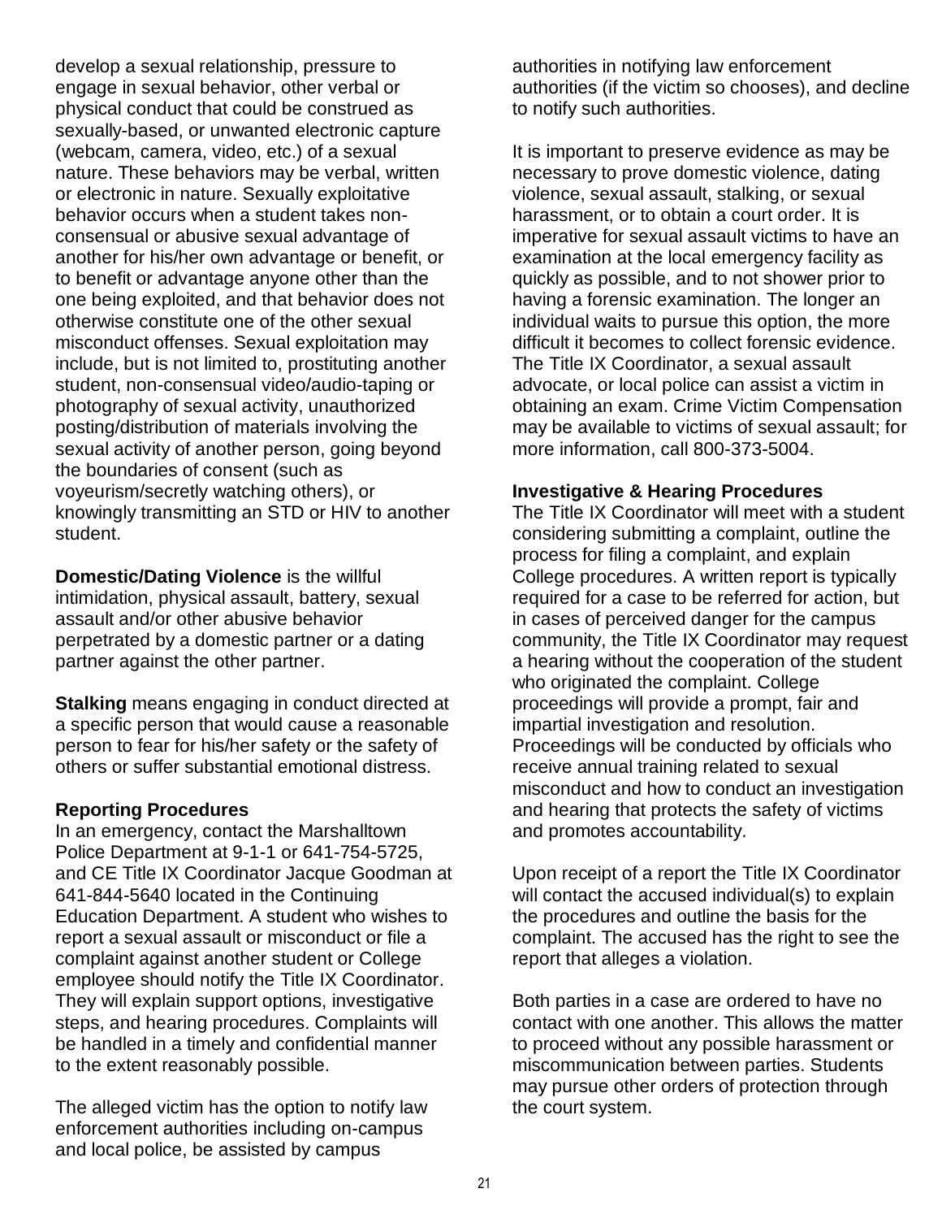develop a sexual relationship, pressure to engage in sexual behavior, other verbal or physical conduct that could be construed as sexually-based, or unwanted electronic capture (webcam, camera, video, etc.) of a sexual nature. These behaviors may be verbal, written or electronic in nature. Sexually exploitative behavior occurs when a student takes non-consensual or abusive sexual advantage of another for his/her own advantage or benefit, or to benefit or advantage anyone other than the one being exploited, and that behavior does not otherwise constitute one of the other sexual misconduct offenses. Sexual exploitation may include, but is not limited to, prostituting another student, non-consensual video/audio-taping or photography of sexual activity, unauthorized posting/distribution of materials involving the sexual activity of another person, going beyond the boundaries of consent (such as voyeurism/secretly watching others), or knowingly transmitting an STD or HIV to another student.

**Domestic/Dating Violence** is the willful intimidation, physical assault, battery, sexual assault and/or other abusive behavior perpetrated by a domestic partner or a dating partner against the other partner.

**Stalking** means engaging in conduct directed at a specific person that would cause a reasonable person to fear for his/her safety or the safety of others or suffer substantial emotional distress.

**Reporting Procedures**

In an emergency, contact the Marshalltown Police Department at 9-1-1 or 641-754-5725, and CE Title IX Coordinator Jacque Goodman at 641-844-5640 located in the Continuing Education Department. A student who wishes to report a sexual assault or misconduct or file a complaint against another student or College employee should notify the Title IX Coordinator. They will explain support options, investigative steps, and hearing procedures. Complaints will be handled in a timely and confidential manner to the extent reasonably possible.

The alleged victim has the option to notify law enforcement authorities including on-campus and local police, be assisted by campus authorities in notifying law enforcement authorities (if the victim so chooses), and decline to notify such authorities.

It is important to preserve evidence as may be necessary to prove domestic violence, dating violence, sexual assault, stalking, or sexual harassment, or to obtain a court order. It is imperative for sexual assault victims to have an examination at the local emergency facility as quickly as possible, and to not shower prior to having a forensic examination. The longer an individual waits to pursue this option, the more difficult it becomes to collect forensic evidence. The Title IX Coordinator, a sexual assault advocate, or local police can assist a victim in obtaining an exam. Crime Victim Compensation may be available to victims of sexual assault; for more information, call 800-373-5004.

**Investigative & Hearing Procedures**

The Title IX Coordinator will meet with a student considering submitting a complaint, outline the process for filing a complaint, and explain College procedures. A written report is typically required for a case to be referred for action, but in cases of perceived danger for the campus community, the Title IX Coordinator may request a hearing without the cooperation of the student who originated the complaint. College proceedings will provide a prompt, fair and impartial investigation and resolution. Proceedings will be conducted by officials who receive annual training related to sexual misconduct and how to conduct an investigation and hearing that protects the safety of victims and promotes accountability.

Upon receipt of a report the Title IX Coordinator will contact the accused individual(s) to explain the procedures and outline the basis for the complaint. The accused has the right to see the report that alleges a violation.

Both parties in a case are ordered to have no contact with one another. This allows the matter to proceed without any possible harassment or miscommunication between parties. Students may pursue other orders of protection through the court system.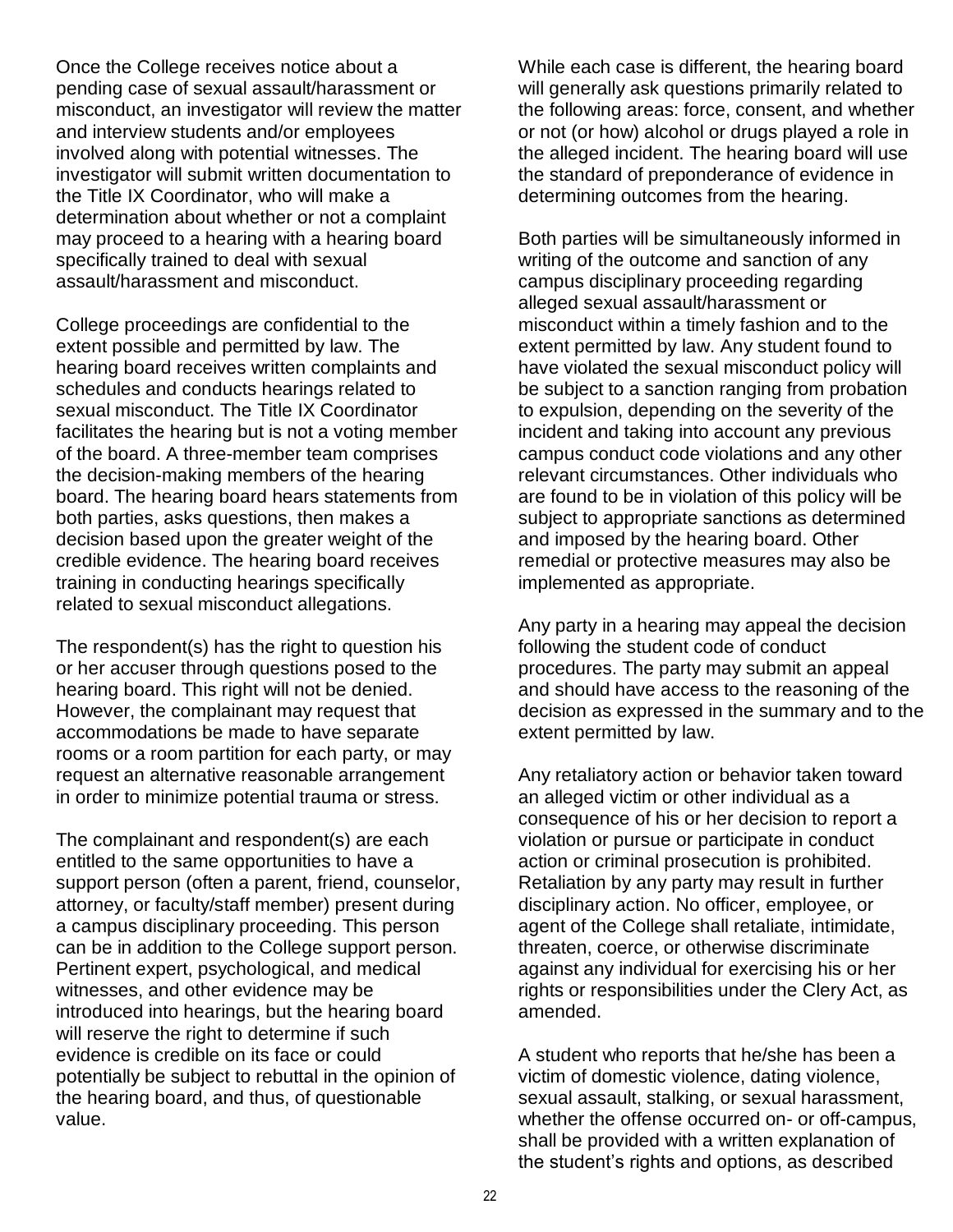Once the College receives notice about a pending case of sexual assault/harassment or misconduct, an investigator will review the matter and interview students and/or employees involved along with potential witnesses. The investigator will submit written documentation to the Title IX Coordinator, who will make a determination about whether or not a complaint may proceed to a hearing with a hearing board specifically trained to deal with sexual assault/harassment and misconduct.

College proceedings are confidential to the extent possible and permitted by law. The hearing board receives written complaints and schedules and conducts hearings related to sexual misconduct. The Title IX Coordinator facilitates the hearing but is not a voting member of the board. A three-member team comprises the decision-making members of the hearing board. The hearing board hears statements from both parties, asks questions, then makes a decision based upon the greater weight of the credible evidence. The hearing board receives training in conducting hearings specifically related to sexual misconduct allegations.

The respondent(s) has the right to question his or her accuser through questions posed to the hearing board. This right will not be denied. However, the complainant may request that accommodations be made to have separate rooms or a room partition for each party, or may request an alternative reasonable arrangement in order to minimize potential trauma or stress.

The complainant and respondent(s) are each entitled to the same opportunities to have a support person (often a parent, friend, counselor, attorney, or faculty/staff member) present during a campus disciplinary proceeding. This person can be in addition to the College support person. Pertinent expert, psychological, and medical witnesses, and other evidence may be introduced into hearings, but the hearing board will reserve the right to determine if such evidence is credible on its face or could potentially be subject to rebuttal in the opinion of the hearing board, and thus, of questionable value.

While each case is different, the hearing board will generally ask questions primarily related to the following areas: force, consent, and whether or not (or how) alcohol or drugs played a role in the alleged incident. The hearing board will use the standard of preponderance of evidence in determining outcomes from the hearing.

Both parties will be simultaneously informed in writing of the outcome and sanction of any campus disciplinary proceeding regarding alleged sexual assault/harassment or misconduct within a timely fashion and to the extent permitted by law. Any student found to have violated the sexual misconduct policy will be subject to a sanction ranging from probation to expulsion, depending on the severity of the incident and taking into account any previous campus conduct code violations and any other relevant circumstances. Other individuals who are found to be in violation of this policy will be subject to appropriate sanctions as determined and imposed by the hearing board. Other remedial or protective measures may also be implemented as appropriate.

Any party in a hearing may appeal the decision following the student code of conduct procedures. The party may submit an appeal and should have access to the reasoning of the decision as expressed in the summary and to the extent permitted by law.

Any retaliatory action or behavior taken toward an alleged victim or other individual as a consequence of his or her decision to report a violation or pursue or participate in conduct action or criminal prosecution is prohibited. Retaliation by any party may result in further disciplinary action. No officer, employee, or agent of the College shall retaliate, intimidate, threaten, coerce, or otherwise discriminate against any individual for exercising his or her rights or responsibilities under the Clery Act, as amended.

A student who reports that he/she has been a victim of domestic violence, dating violence, sexual assault, stalking, or sexual harassment, whether the offense occurred on- or off-campus, shall be provided with a written explanation of the student's rights and options, as described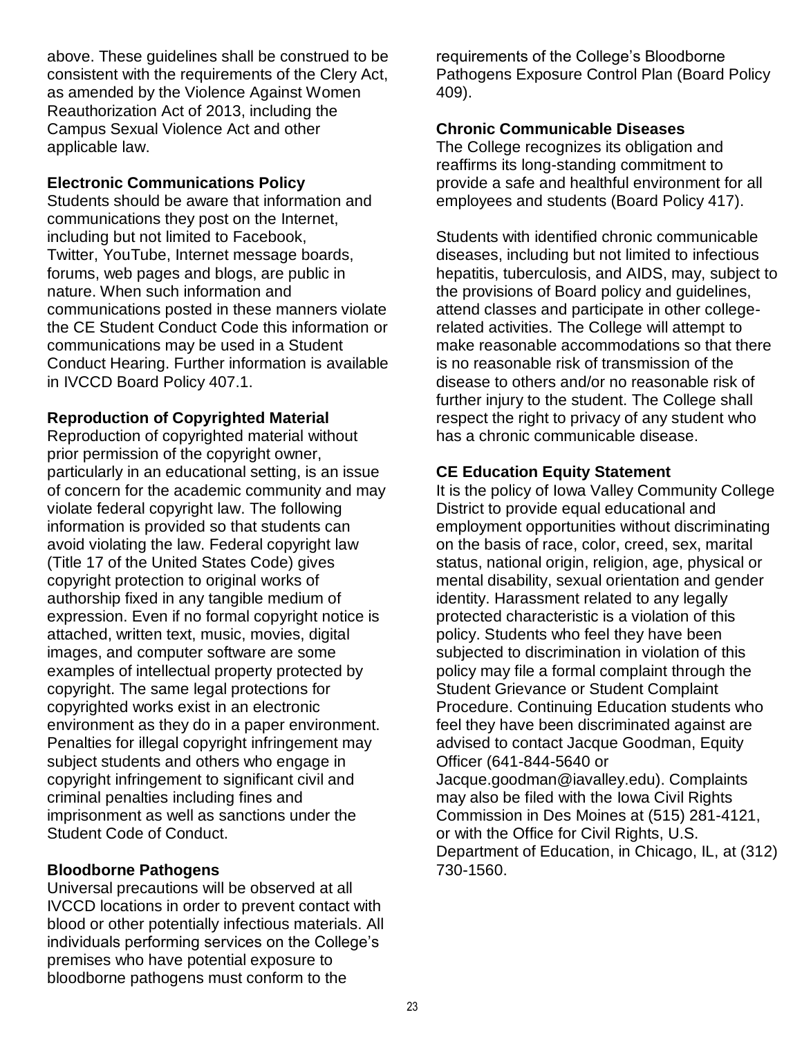above. These guidelines shall be construed to be consistent with the requirements of the Clery Act, as amended by the Violence Against Women Reauthorization Act of 2013, including the Campus Sexual Violence Act and other applicable law.

**Electronic Communications Policy**

Students should be aware that information and communications they post on the Internet, including but not limited to Facebook, Twitter, YouTube, Internet message boards, forums, web pages and blogs, are public in nature. When such information and communications posted in these manners violate the CE Student Conduct Code this information or communications may be used in a Student Conduct Hearing. Further information is available in IVCCD Board Policy 407.1.

**Reproduction of Copyrighted Material**

Reproduction of copyrighted material without prior permission of the copyright owner, particularly in an educational setting, is an issue of concern for the academic community and may violate federal copyright law. The following information is provided so that students can avoid violating the law. Federal copyright law (Title 17 of the United States Code) gives copyright protection to original works of authorship fixed in any tangible medium of expression. Even if no formal copyright notice is attached, written text, music, movies, digital images, and computer software are some examples of intellectual property protected by copyright. The same legal protections for copyrighted works exist in an electronic environment as they do in a paper environment. Penalties for illegal copyright infringement may subject students and others who engage in copyright infringement to significant civil and criminal penalties including fines and imprisonment as well as sanctions under the Student Code of Conduct.

**Bloodborne Pathogens**

Universal precautions will be observed at all IVCCD locations in order to prevent contact with blood or other potentially infectious materials. All individuals performing services on the College's premises who have potential exposure to bloodborne pathogens must conform to the requirements of the College's Bloodborne Pathogens Exposure Control Plan (Board Policy 409).

**Chronic Communicable Diseases**

The College recognizes its obligation and reaffirms its long-standing commitment to provide a safe and healthful environment for all employees and students (Board Policy 417).

Students with identified chronic communicable diseases, including but not limited to infectious hepatitis, tuberculosis, and AIDS, may, subject to the provisions of Board policy and guidelines, attend classes and participate in other college-related activities. The College will attempt to make reasonable accommodations so that there is no reasonable risk of transmission of the disease to others and/or no reasonable risk of further injury to the student. The College shall respect the right to privacy of any student who has a chronic communicable disease.

**CE Education Equity Statement**

It is the policy of Iowa Valley Community College District to provide equal educational and employment opportunities without discriminating on the basis of race, color, creed, sex, marital status, national origin, religion, age, physical or mental disability, sexual orientation and gender identity. Harassment related to any legally protected characteristic is a violation of this policy. Students who feel they have been subjected to discrimination in violation of this policy may file a formal complaint through the Student Grievance or Student Complaint Procedure. Continuing Education students who feel they have been discriminated against are advised to contact Jacque Goodman, Equity Officer (641-844-5640 or Jacque.goodman@iavalley.edu). Complaints may also be filed with the Iowa Civil Rights Commission in Des Moines at (515) 281-4121, or with the Office for Civil Rights, U.S. Department of Education, in Chicago, IL, at (312) 730-1560.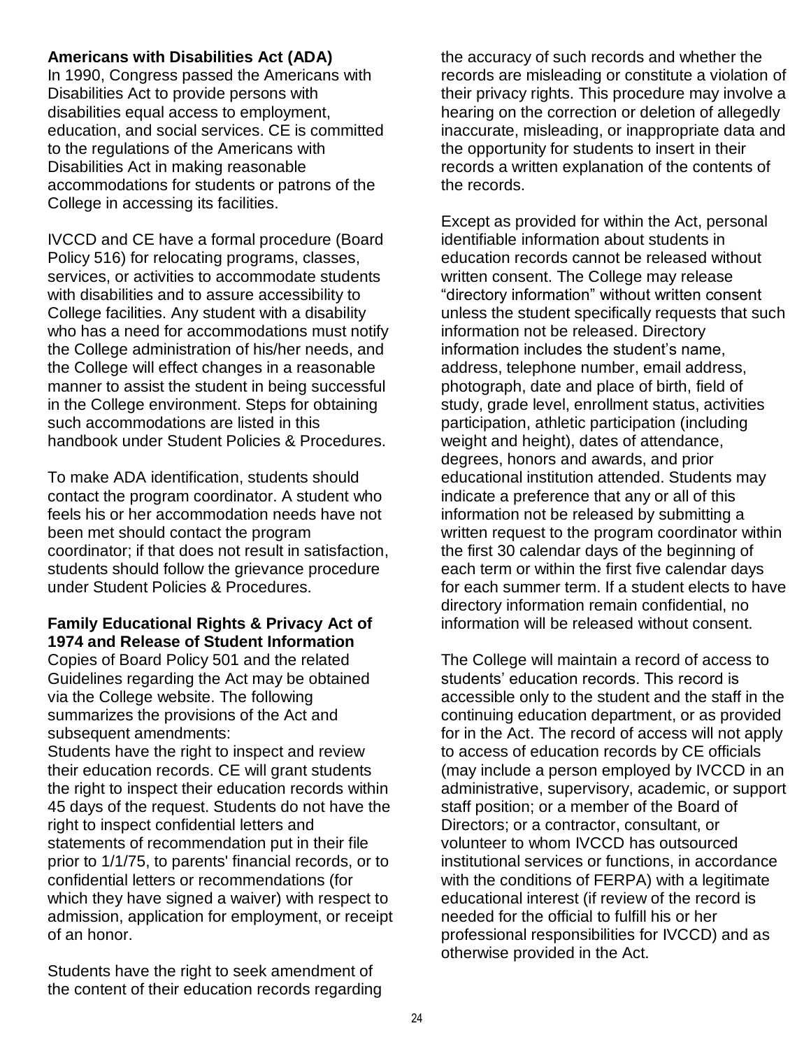## Americans with Disabilities Act (ADA)

In 1990, Congress passed the Americans with Disabilities Act to provide persons with disabilities equal access to employment, education, and social services. CE is committed to the regulations of the Americans with Disabilities Act in making reasonable accommodations for students or patrons of the College in accessing its facilities.

IVCCD and CE have a formal procedure (Board Policy 516) for relocating programs, classes, services, or activities to accommodate students with disabilities and to assure accessibility to College facilities. Any student with a disability who has a need for accommodations must notify the College administration of his/her needs, and the College will effect changes in a reasonable manner to assist the student in being successful in the College environment. Steps for obtaining such accommodations are listed in this handbook under Student Policies & Procedures.

To make ADA identification, students should contact the program coordinator. A student who feels his or her accommodation needs have not been met should contact the program coordinator; if that does not result in satisfaction, students should follow the grievance procedure under Student Policies & Procedures.

## Family Educational Rights & Privacy Act of 1974 and Release of Student Information

Copies of Board Policy 501 and the related Guidelines regarding the Act may be obtained via the College website. The following summarizes the provisions of the Act and subsequent amendments:

Students have the right to inspect and review their education records. CE will grant students the right to inspect their education records within 45 days of the request. Students do not have the right to inspect confidential letters and statements of recommendation put in their file prior to 1/1/75, to parents' financial records, or to confidential letters or recommendations (for which they have signed a waiver) with respect to admission, application for employment, or receipt of an honor.

Students have the right to seek amendment of the content of their education records regarding the accuracy of such records and whether the records are misleading or constitute a violation of their privacy rights. This procedure may involve a hearing on the correction or deletion of allegedly inaccurate, misleading, or inappropriate data and the opportunity for students to insert in their records a written explanation of the contents of the records.

Except as provided for within the Act, personal identifiable information about students in education records cannot be released without written consent. The College may release "directory information" without written consent unless the student specifically requests that such information not be released. Directory information includes the student's name, address, telephone number, email address, photograph, date and place of birth, field of study, grade level, enrollment status, activities participation, athletic participation (including weight and height), dates of attendance, degrees, honors and awards, and prior educational institution attended. Students may indicate a preference that any or all of this information not be released by submitting a written request to the program coordinator within the first 30 calendar days of the beginning of each term or within the first five calendar days for each summer term. If a student elects to have directory information remain confidential, no information will be released without consent.

The College will maintain a record of access to students' education records. This record is accessible only to the student and the staff in the continuing education department, or as provided for in the Act. The record of access will not apply to access of education records by CE officials (may include a person employed by IVCCD in an administrative, supervisory, academic, or support staff position; or a member of the Board of Directors; or a contractor, consultant, or volunteer to whom IVCCD has outsourced institutional services or functions, in accordance with the conditions of FERPA) with a legitimate educational interest (if review of the record is needed for the official to fulfill his or her professional responsibilities for IVCCD) and as otherwise provided in the Act.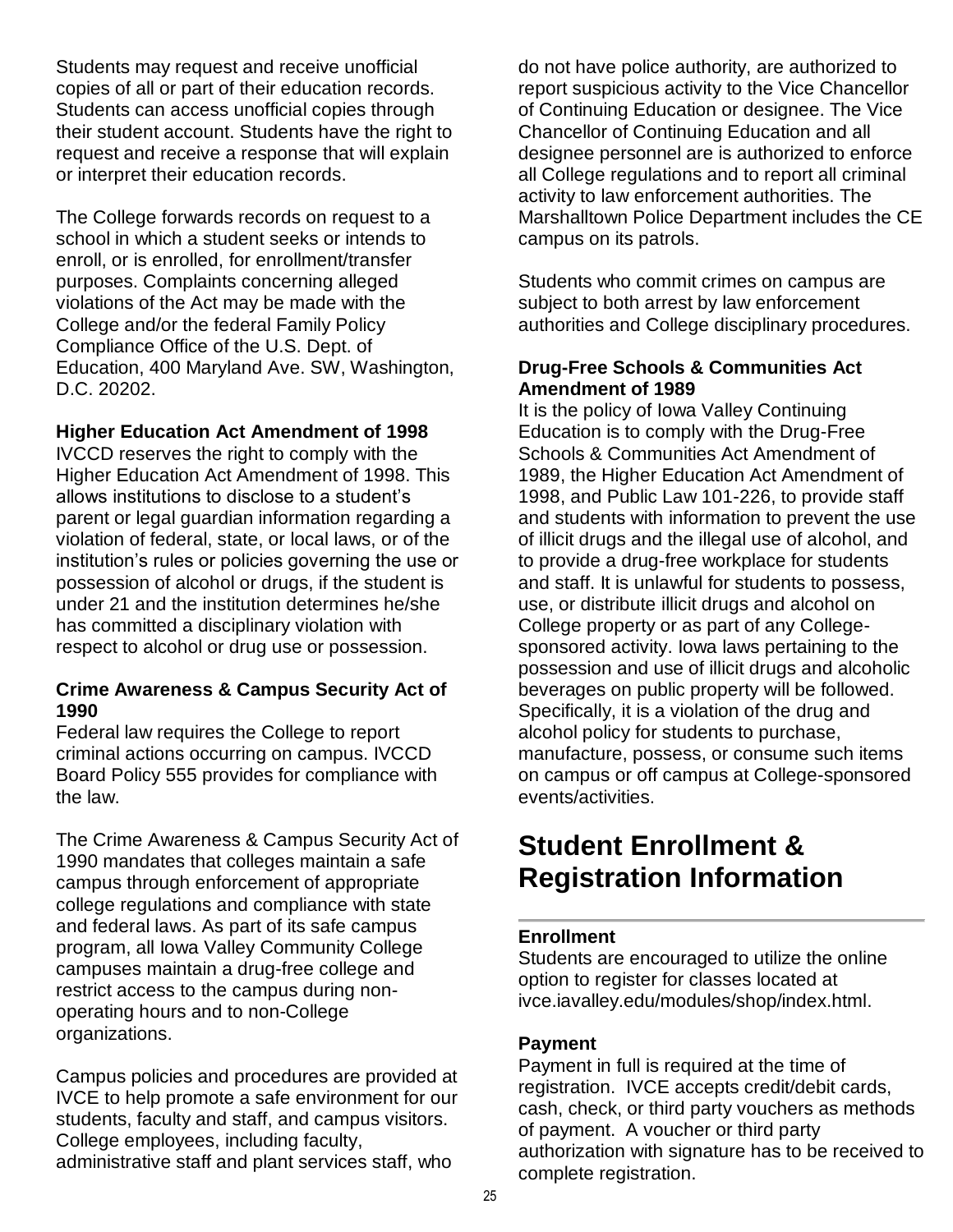Students may request and receive unofficial copies of all or part of their education records. Students can access unofficial copies through their student account. Students have the right to request and receive a response that will explain or interpret their education records.

The College forwards records on request to a school in which a student seeks or intends to enroll, or is enrolled, for enrollment/transfer purposes. Complaints concerning alleged violations of the Act may be made with the College and/or the federal Family Policy Compliance Office of the U.S. Dept. of Education, 400 Maryland Ave. SW, Washington, D.C. 20202.

**Higher Education Act Amendment of 1998**
IVCCD reserves the right to comply with the Higher Education Act Amendment of 1998. This allows institutions to disclose to a student's parent or legal guardian information regarding a violation of federal, state, or local laws, or of the institution's rules or policies governing the use or possession of alcohol or drugs, if the student is under 21 and the institution determines he/she has committed a disciplinary violation with respect to alcohol or drug use or possession.

**Crime Awareness & Campus Security Act of 1990**
Federal law requires the College to report criminal actions occurring on campus. IVCCD Board Policy 555 provides for compliance with the law.

The Crime Awareness & Campus Security Act of 1990 mandates that colleges maintain a safe campus through enforcement of appropriate college regulations and compliance with state and federal laws. As part of its safe campus program, all Iowa Valley Community College campuses maintain a drug-free college and restrict access to the campus during non-operating hours and to non-College organizations.

Campus policies and procedures are provided at IVCE to help promote a safe environment for our students, faculty and staff, and campus visitors. College employees, including faculty, administrative staff and plant services staff, who do not have police authority, are authorized to report suspicious activity to the Vice Chancellor of Continuing Education or designee. The Vice Chancellor of Continuing Education and all designee personnel are is authorized to enforce all College regulations and to report all criminal activity to law enforcement authorities. The Marshalltown Police Department includes the CE campus on its patrols.

Students who commit crimes on campus are subject to both arrest by law enforcement authorities and College disciplinary procedures.

**Drug-Free Schools & Communities Act Amendment of 1989**
It is the policy of Iowa Valley Continuing Education is to comply with the Drug-Free Schools & Communities Act Amendment of 1989, the Higher Education Act Amendment of 1998, and Public Law 101-226, to provide staff and students with information to prevent the use of illicit drugs and the illegal use of alcohol, and to provide a drug-free workplace for students and staff. It is unlawful for students to possess, use, or distribute illicit drugs and alcohol on College property or as part of any College-sponsored activity. Iowa laws pertaining to the possession and use of illicit drugs and alcoholic beverages on public property will be followed. Specifically, it is a violation of the drug and alcohol policy for students to purchase, manufacture, possess, or consume such items on campus or off campus at College-sponsored events/activities.

# Student Enrollment & Registration Information

**Enrollment**
Students are encouraged to utilize the online option to register for classes located at ivce.iavalley.edu/modules/shop/index.html.

**Payment**
Payment in full is required at the time of registration. IVCE accepts credit/debit cards, cash, check, or third party vouchers as methods of payment. A voucher or third party authorization with signature has to be received to complete registration.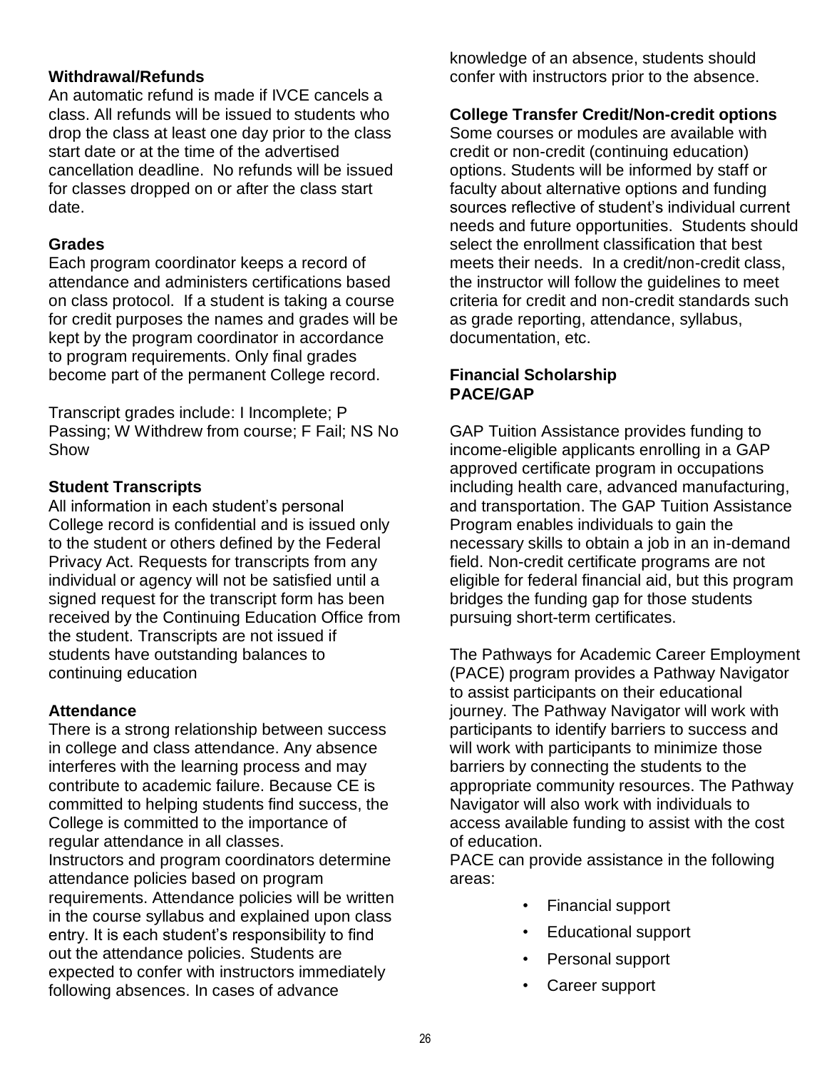**Withdrawal/Refunds**

An automatic refund is made if IVCE cancels a class. All refunds will be issued to students who drop the class at least one day prior to the class start date or at the time of the advertised cancellation deadline. No refunds will be issued for classes dropped on or after the class start date.

**Grades**

Each program coordinator keeps a record of attendance and administers certifications based on class protocol. If a student is taking a course for credit purposes the names and grades will be kept by the program coordinator in accordance to program requirements. Only final grades become part of the permanent College record.

Transcript grades include: I Incomplete; P Passing; W Withdrew from course; F Fail; NS No Show

**Student Transcripts**

All information in each student's personal College record is confidential and is issued only to the student or others defined by the Federal Privacy Act. Requests for transcripts from any individual or agency will not be satisfied until a signed request for the transcript form has been received by the Continuing Education Office from the student. Transcripts are not issued if students have outstanding balances to continuing education

**Attendance**

There is a strong relationship between success in college and class attendance. Any absence interferes with the learning process and may contribute to academic failure. Because CE is committed to helping students find success, the College is committed to the importance of regular attendance in all classes.
Instructors and program coordinators determine attendance policies based on program requirements. Attendance policies will be written in the course syllabus and explained upon class entry. It is each student's responsibility to find out the attendance policies. Students are expected to confer with instructors immediately following absences. In cases of advance knowledge of an absence, students should confer with instructors prior to the absence.

**College Transfer Credit/Non-credit options**

Some courses or modules are available with credit or non-credit (continuing education) options. Students will be informed by staff or faculty about alternative options and funding sources reflective of student's individual current needs and future opportunities. Students should select the enrollment classification that best meets their needs. In a credit/non-credit class, the instructor will follow the guidelines to meet criteria for credit and non-credit standards such as grade reporting, attendance, syllabus, documentation, etc.

**Financial Scholarship**
**PACE/GAP**

GAP Tuition Assistance provides funding to income-eligible applicants enrolling in a GAP approved certificate program in occupations including health care, advanced manufacturing, and transportation. The GAP Tuition Assistance Program enables individuals to gain the necessary skills to obtain a job in an in-demand field. Non-credit certificate programs are not eligible for federal financial aid, but this program bridges the funding gap for those students pursuing short-term certificates.

The Pathways for Academic Career Employment (PACE) program provides a Pathway Navigator to assist participants on their educational journey. The Pathway Navigator will work with participants to identify barriers to success and will work with participants to minimize those barriers by connecting the students to the appropriate community resources. The Pathway Navigator will also work with individuals to access available funding to assist with the cost of education.
PACE can provide assistance in the following areas:

- Financial support
- Educational support
- Personal support
- Career support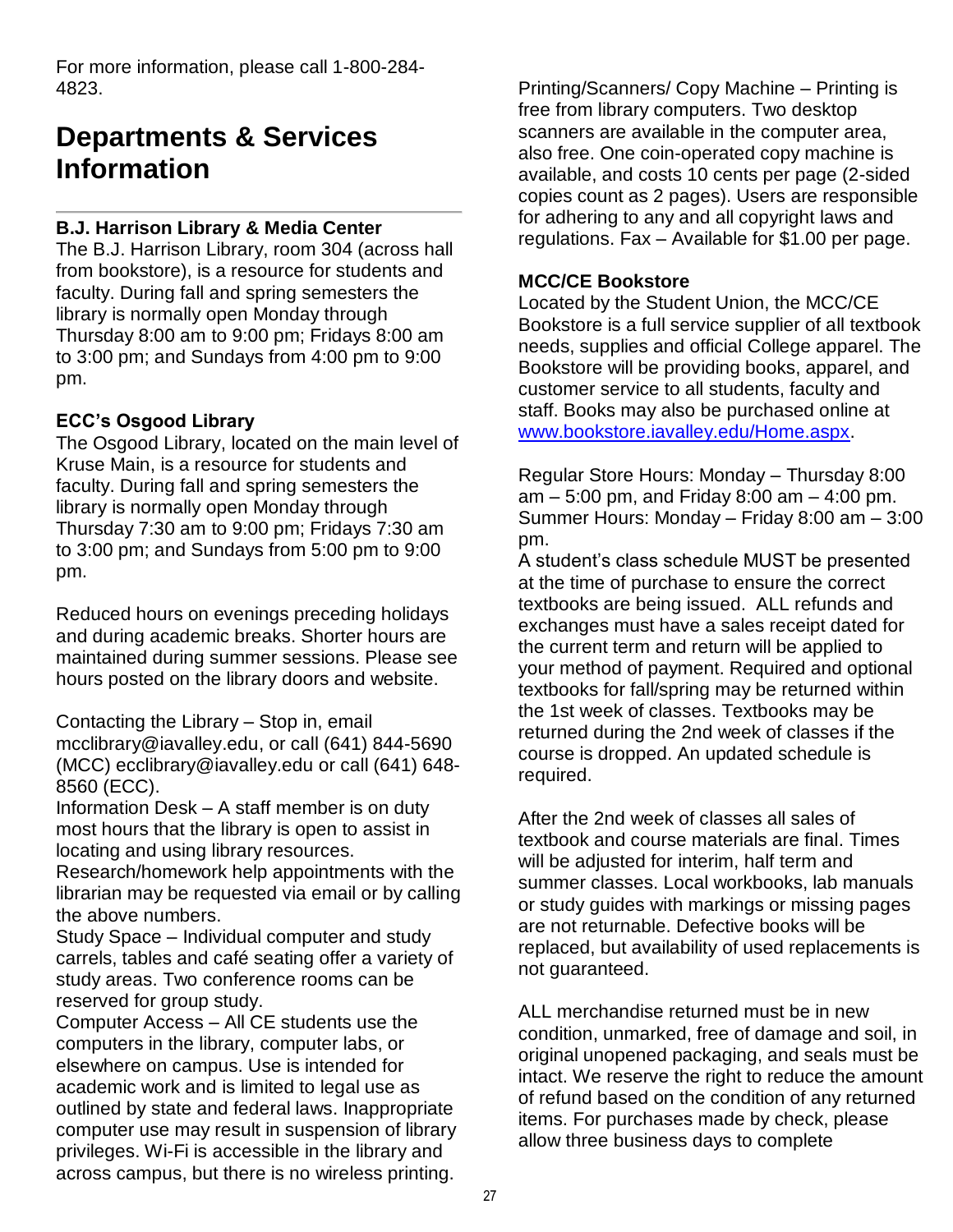For more information, please call 1-800-284-4823.

# Departments & Services Information

**B.J. Harrison Library & Media Center**
The B.J. Harrison Library, room 304 (across hall from bookstore), is a resource for students and faculty. During fall and spring semesters the library is normally open Monday through Thursday 8:00 am to 9:00 pm; Fridays 8:00 am to 3:00 pm; and Sundays from 4:00 pm to 9:00 pm.

**ECC's Osgood Library**
The Osgood Library, located on the main level of Kruse Main, is a resource for students and faculty. During fall and spring semesters the library is normally open Monday through Thursday 7:30 am to 9:00 pm; Fridays 7:30 am to 3:00 pm; and Sundays from 5:00 pm to 9:00 pm.

Reduced hours on evenings preceding holidays and during academic breaks. Shorter hours are maintained during summer sessions. Please see hours posted on the library doors and website.

Contacting the Library – Stop in, email mcclibrary@iavalley.edu, or call (641) 844-5690 (MCC) ecclibrary@iavalley.edu or call (641) 648-8560 (ECC).
Information Desk – A staff member is on duty most hours that the library is open to assist in locating and using library resources.
Research/homework help appointments with the librarian may be requested via email or by calling the above numbers.
Study Space – Individual computer and study carrels, tables and café seating offer a variety of study areas. Two conference rooms can be reserved for group study.
Computer Access – All CE students use the computers in the library, computer labs, or elsewhere on campus. Use is intended for academic work and is limited to legal use as outlined by state and federal laws. Inappropriate computer use may result in suspension of library privileges. Wi-Fi is accessible in the library and across campus, but there is no wireless printing.
Printing/Scanners/ Copy Machine – Printing is free from library computers. Two desktop scanners are available in the computer area, also free. One coin-operated copy machine is available, and costs 10 cents per page (2-sided copies count as 2 pages). Users are responsible for adhering to any and all copyright laws and regulations. Fax – Available for $1.00 per page.

**MCC/CE Bookstore**
Located by the Student Union, the MCC/CE Bookstore is a full service supplier of all textbook needs, supplies and official College apparel. The Bookstore will be providing books, apparel, and customer service to all students, faculty and staff. Books may also be purchased online at [www.bookstore.iavalley.edu/Home.aspx](www.bookstore.iavalley.edu/Home.aspx).

Regular Store Hours: Monday – Thursday 8:00 am – 5:00 pm, and Friday 8:00 am – 4:00 pm. Summer Hours: Monday – Friday 8:00 am – 3:00 pm.
A student's class schedule MUST be presented at the time of purchase to ensure the correct textbooks are being issued. ALL refunds and exchanges must have a sales receipt dated for the current term and return will be applied to your method of payment. Required and optional textbooks for fall/spring may be returned within the 1st week of classes. Textbooks may be returned during the 2nd week of classes if the course is dropped. An updated schedule is required.

After the 2nd week of classes all sales of textbook and course materials are final. Times will be adjusted for interim, half term and summer classes. Local workbooks, lab manuals or study guides with markings or missing pages are not returnable. Defective books will be replaced, but availability of used replacements is not guaranteed.

ALL merchandise returned must be in new condition, unmarked, free of damage and soil, in original unopened packaging, and seals must be intact. We reserve the right to reduce the amount of refund based on the condition of any returned items. For purchases made by check, please allow three business days to complete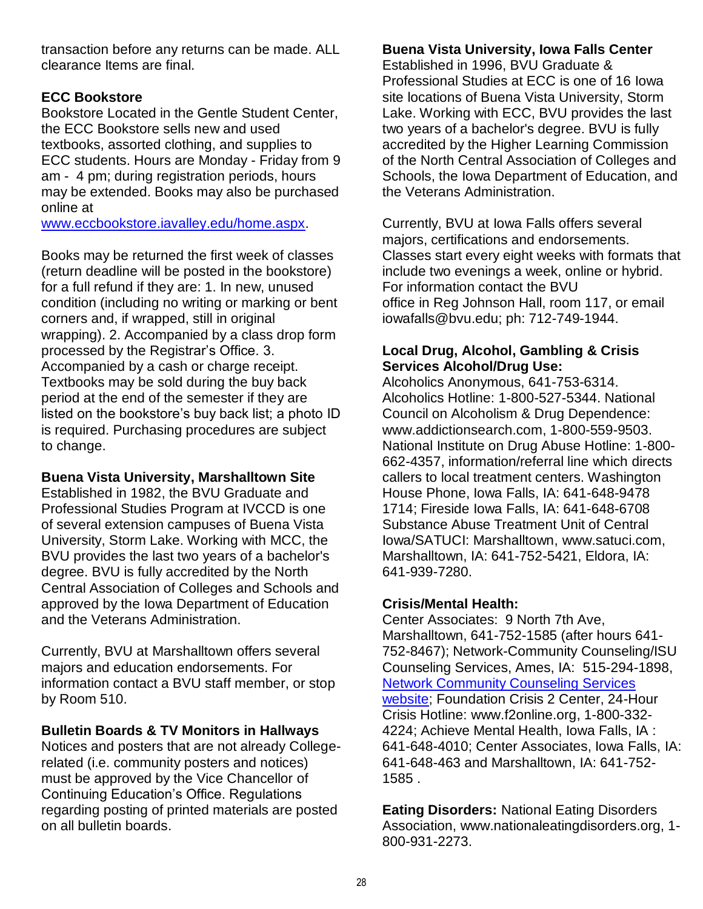transaction before any returns can be made. ALL clearance Items are final.

**ECC Bookstore**

Bookstore Located in the Gentle Student Center, the ECC Bookstore sells new and used textbooks, assorted clothing, and supplies to ECC students. Hours are Monday - Friday from 9 am - 4 pm; during registration periods, hours may be extended. Books may also be purchased online at [www.eccbookstore.iavalley.edu/home.aspx](www.eccbookstore.iavalley.edu/home.aspx).

Books may be returned the first week of classes (return deadline will be posted in the bookstore) for a full refund if they are: 1. In new, unused condition (including no writing or marking or bent corners and, if wrapped, still in original wrapping). 2. Accompanied by a class drop form processed by the Registrar's Office. 3. Accompanied by a cash or charge receipt. Textbooks may be sold during the buy back period at the end of the semester if they are listed on the bookstore's buy back list; a photo ID is required. Purchasing procedures are subject to change.

**Buena Vista University, Marshalltown Site**

Established in 1982, the BVU Graduate and Professional Studies Program at IVCCD is one of several extension campuses of Buena Vista University, Storm Lake. Working with MCC, the BVU provides the last two years of a bachelor's degree. BVU is fully accredited by the North Central Association of Colleges and Schools and approved by the Iowa Department of Education and the Veterans Administration.

Currently, BVU at Marshalltown offers several majors and education endorsements. For information contact a BVU staff member, or stop by Room 510.

**Bulletin Boards & TV Monitors in Hallways**

Notices and posters that are not already College-related (i.e. community posters and notices) must be approved by the Vice Chancellor of Continuing Education's Office. Regulations regarding posting of printed materials are posted on all bulletin boards.

**Buena Vista University, Iowa Falls Center**

Established in 1996, BVU Graduate & Professional Studies at ECC is one of 16 Iowa site locations of Buena Vista University, Storm Lake. Working with ECC, BVU provides the last two years of a bachelor's degree. BVU is fully accredited by the Higher Learning Commission of the North Central Association of Colleges and Schools, the Iowa Department of Education, and the Veterans Administration.

Currently, BVU at Iowa Falls offers several majors, certifications and endorsements. Classes start every eight weeks with formats that include two evenings a week, online or hybrid. For information contact the BVU office in Reg Johnson Hall, room 117, or email iowafalls@bvu.edu; ph: 712-749-1944.

**Local Drug, Alcohol, Gambling & Crisis Services Alcohol/Drug Use:**

Alcoholics Anonymous, 641-753-6314. Alcoholics Hotline: 1-800-527-5344. National Council on Alcoholism & Drug Dependence: www.addictionsearch.com, 1-800-559-9503. National Institute on Drug Abuse Hotline: 1-800-662-4357, information/referral line which directs callers to local treatment centers. Washington House Phone, Iowa Falls, IA: 641-648-9478 1714; Fireside Iowa Falls, IA: 641-648-6708 Substance Abuse Treatment Unit of Central Iowa/SATUCI: Marshalltown, www.satuci.com, Marshalltown, IA: 641-752-5421, Eldora, IA: 641-939-7280.

**Crisis/Mental Health:**

Center Associates: 9 North 7th Ave, Marshalltown, 641-752-1585 (after hours 641-752-8467); Network-Community Counseling/ISU Counseling Services, Ames, IA: 515-294-1898, Network Community Counseling Services website; Foundation Crisis 2 Center, 24-Hour Crisis Hotline: www.f2online.org, 1-800-332-4224; Achieve Mental Health, Iowa Falls, IA : 641-648-4010; Center Associates, Iowa Falls, IA: 641-648-463 and Marshalltown, IA: 641-752-1585 .

**Eating Disorders:** National Eating Disorders Association, www.nationaleatingdisorders.org, 1-800-931-2273.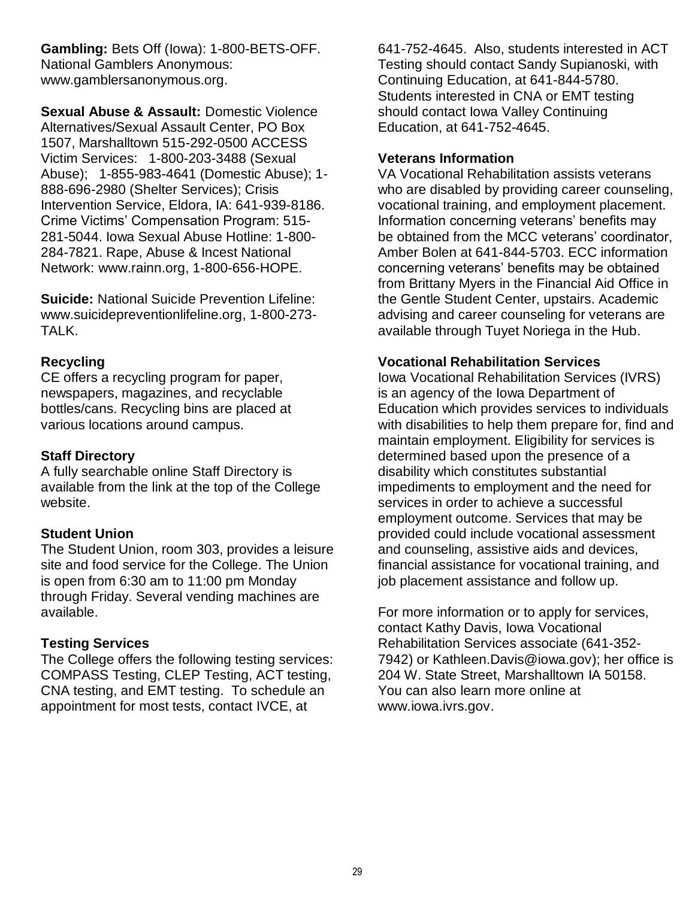**Gambling:** Bets Off (Iowa): 1-800-BETS-OFF. National Gamblers Anonymous: www.gamblersanonymous.org.

**Sexual Abuse & Assault:** Domestic Violence Alternatives/Sexual Assault Center, PO Box 1507, Marshalltown 515-292-0500 ACCESS Victim Services: 1-800-203-3488 (Sexual Abuse); 1-855-983-4641 (Domestic Abuse); 1-888-696-2980 (Shelter Services); Crisis Intervention Service, Eldora, IA: 641-939-8186. Crime Victims' Compensation Program: 515-281-5044. Iowa Sexual Abuse Hotline: 1-800-284-7821. Rape, Abuse & Incest National Network: www.rainn.org, 1-800-656-HOPE.

**Suicide:** National Suicide Prevention Lifeline: www.suicidepreventionlifeline.org, 1-800-273-TALK.

### Recycling

CE offers a recycling program for paper, newspapers, magazines, and recyclable bottles/cans. Recycling bins are placed at various locations around campus.

### Staff Directory

A fully searchable online Staff Directory is available from the link at the top of the College website.

### Student Union

The Student Union, room 303, provides a leisure site and food service for the College. The Union is open from 6:30 am to 11:00 pm Monday through Friday. Several vending machines are available.

### Testing Services

The College offers the following testing services: COMPASS Testing, CLEP Testing, ACT testing, CNA testing, and EMT testing. To schedule an appointment for most tests, contact IVCE, at 641-752-4645. Also, students interested in ACT Testing should contact Sandy Supianoski, with Continuing Education, at 641-844-5780. Students interested in CNA or EMT testing should contact Iowa Valley Continuing Education, at 641-752-4645.

### Veterans Information

VA Vocational Rehabilitation assists veterans who are disabled by providing career counseling, vocational training, and employment placement. Information concerning veterans' benefits may be obtained from the MCC veterans' coordinator, Amber Bolen at 641-844-5703. ECC information concerning veterans' benefits may be obtained from Brittany Myers in the Financial Aid Office in the Gentle Student Center, upstairs. Academic advising and career counseling for veterans are available through Tuyet Noriega in the Hub.

### Vocational Rehabilitation Services

Iowa Vocational Rehabilitation Services (IVRS) is an agency of the Iowa Department of Education which provides services to individuals with disabilities to help them prepare for, find and maintain employment. Eligibility for services is determined based upon the presence of a disability which constitutes substantial impediments to employment and the need for services in order to achieve a successful employment outcome. Services that may be provided could include vocational assessment and counseling, assistive aids and devices, financial assistance for vocational training, and job placement assistance and follow up.

For more information or to apply for services, contact Kathy Davis, Iowa Vocational Rehabilitation Services associate (641-352-7942) or Kathleen.Davis@iowa.gov); her office is 204 W. State Street, Marshalltown IA 50158. You can also learn more online at www.iowa.ivrs.gov.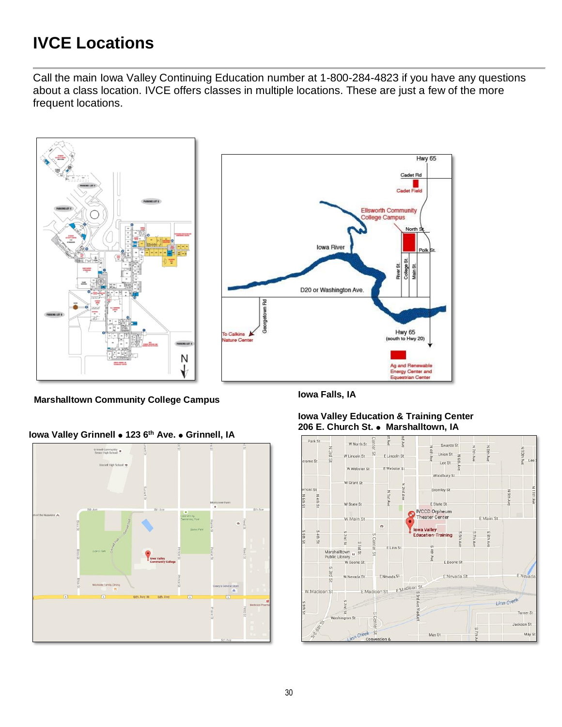# IVCE Locations

Call the main Iowa Valley Continuing Education number at 1-800-284-4823 if you have any questions about a class location. IVCE offers classes in multiple locations. These are just a few of the more frequent locations.

Hwy 65

Cadet Rd

Cadet Field

Ellsworth Community College Campus

North St

Polk St.

Iowa River

River St.

College St.

Main St.

D20 or Washington Ave.

Georgetown Rd

To Calkins Nature Center

Hwy 65 (south to Hwy 20)

Ag and Renewable Energy Center and Equestrian Center

**Marshalltown Community College Campus**

**Iowa Falls, IA**

**Iowa Valley Grinnell • 123 6th Ave. • Grinnell, IA**

**Iowa Valley Education & Training Center**
**206 E. Church St. • Marshalltown, IA**